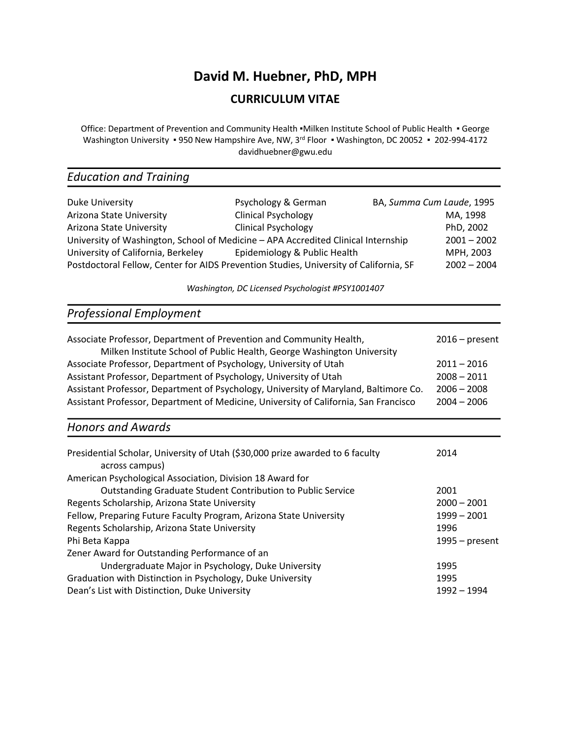# David M. Huebner, PhD, MPH

## CURRICULUM VITAE

Office: Department of Prevention and Community Health ▪Milken Institute School of Public Health ▪ George Washington University ▪ 950 New Hampshire Ave, NW, 3rd Floor ▪ Washington, DC 20052 ▪ 202-994-4172
davidhuebner@gwu.edu

## *Education and Training*

| | | |
|---|---|---|
| Duke University | Psychology & German | BA, *Summa Cum Laude*, 1995 |
| Arizona State University | Clinical Psychology | MA, 1998 |
| Arizona State University | Clinical Psychology | PhD, 2002 |
| University of Washington, School of Medicine – APA Accredited Clinical Internship | | 2001 – 2002 |
| University of California, Berkeley | Epidemiology & Public Health | MPH, 2003 |
| Postdoctoral Fellow, Center for AIDS Prevention Studies, University of California, SF | | 2002 – 2004 |

*Washington, DC Licensed Psychologist #PSY1001407*

## *Professional Employment*

| | |
|---|---|
| Associate Professor, Department of Prevention and Community Health, Milken Institute School of Public Health, George Washington University | 2016 – present |
| Associate Professor, Department of Psychology, University of Utah | 2011 – 2016 |
| Assistant Professor, Department of Psychology, University of Utah | 2008 – 2011 |
| Assistant Professor, Department of Psychology, University of Maryland, Baltimore Co. | 2006 – 2008 |
| Assistant Professor, Department of Medicine, University of California, San Francisco | 2004 – 2006 |

## *Honors and Awards*

| | |
|---|---|
| Presidential Scholar, University of Utah ($30,000 prize awarded to 6 faculty across campus) | 2014 |
| American Psychological Association, Division 18 Award for Outstanding Graduate Student Contribution to Public Service | 2001 |
| Regents Scholarship, Arizona State University | 2000 – 2001 |
| Fellow, Preparing Future Faculty Program, Arizona State University | 1999 – 2001 |
| Regents Scholarship, Arizona State University | 1996 |
| Phi Beta Kappa | 1995 – present |
| Zener Award for Outstanding Performance of an Undergraduate Major in Psychology, Duke University | 1995 |
| Graduation with Distinction in Psychology, Duke University | 1995 |
| Dean's List with Distinction, Duke University | 1992 – 1994 |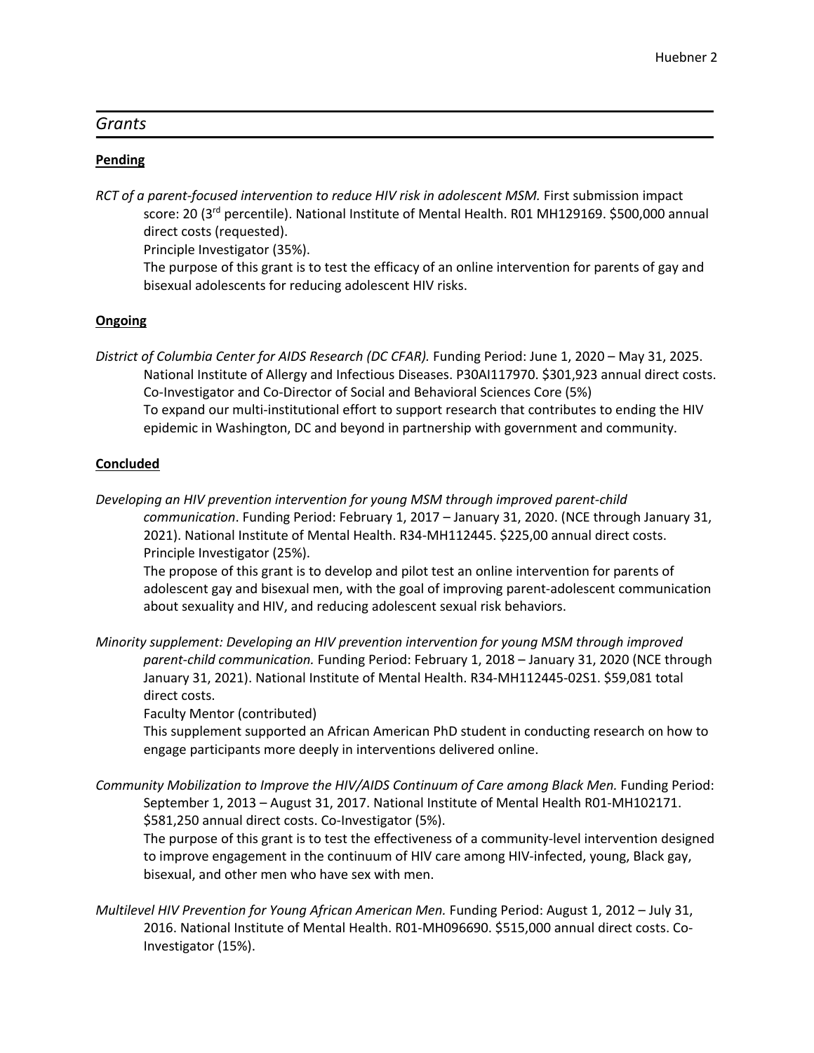## *Grants*

### **Pending**

*RCT of a parent-focused intervention to reduce HIV risk in adolescent MSM.* First submission impact score: 20 (3rd percentile). National Institute of Mental Health. R01 MH129169. $500,000 annual direct costs (requested).
Principle Investigator (35%).
The purpose of this grant is to test the efficacy of an online intervention for parents of gay and bisexual adolescents for reducing adolescent HIV risks.

### **Ongoing**

*District of Columbia Center for AIDS Research (DC CFAR).* Funding Period: June 1, 2020 – May 31, 2025. National Institute of Allergy and Infectious Diseases. P30AI117970. $301,923 annual direct costs. Co-Investigator and Co-Director of Social and Behavioral Sciences Core (5%)
To expand our multi-institutional effort to support research that contributes to ending the HIV epidemic in Washington, DC and beyond in partnership with government and community.

### **Concluded**

*Developing an HIV prevention intervention for young MSM through improved parent-child communication*. Funding Period: February 1, 2017 – January 31, 2020. (NCE through January 31, 2021). National Institute of Mental Health. R34-MH112445. $225,00 annual direct costs. Principle Investigator (25%).
The propose of this grant is to develop and pilot test an online intervention for parents of adolescent gay and bisexual men, with the goal of improving parent-adolescent communication about sexuality and HIV, and reducing adolescent sexual risk behaviors.

*Minority supplement: Developing an HIV prevention intervention for young MSM through improved parent-child communication.* Funding Period: February 1, 2018 – January 31, 2020 (NCE through January 31, 2021). National Institute of Mental Health. R34-MH112445-02S1. $59,081 total direct costs.
Faculty Mentor (contributed)
This supplement supported an African American PhD student in conducting research on how to engage participants more deeply in interventions delivered online.

*Community Mobilization to Improve the HIV/AIDS Continuum of Care among Black Men.* Funding Period: September 1, 2013 – August 31, 2017. National Institute of Mental Health R01-MH102171. $581,250 annual direct costs. Co-Investigator (5%).
The purpose of this grant is to test the effectiveness of a community-level intervention designed to improve engagement in the continuum of HIV care among HIV-infected, young, Black gay, bisexual, and other men who have sex with men.

*Multilevel HIV Prevention for Young African American Men.* Funding Period: August 1, 2012 – July 31, 2016. National Institute of Mental Health. R01-MH096690. $515,000 annual direct costs. Co-Investigator (15%).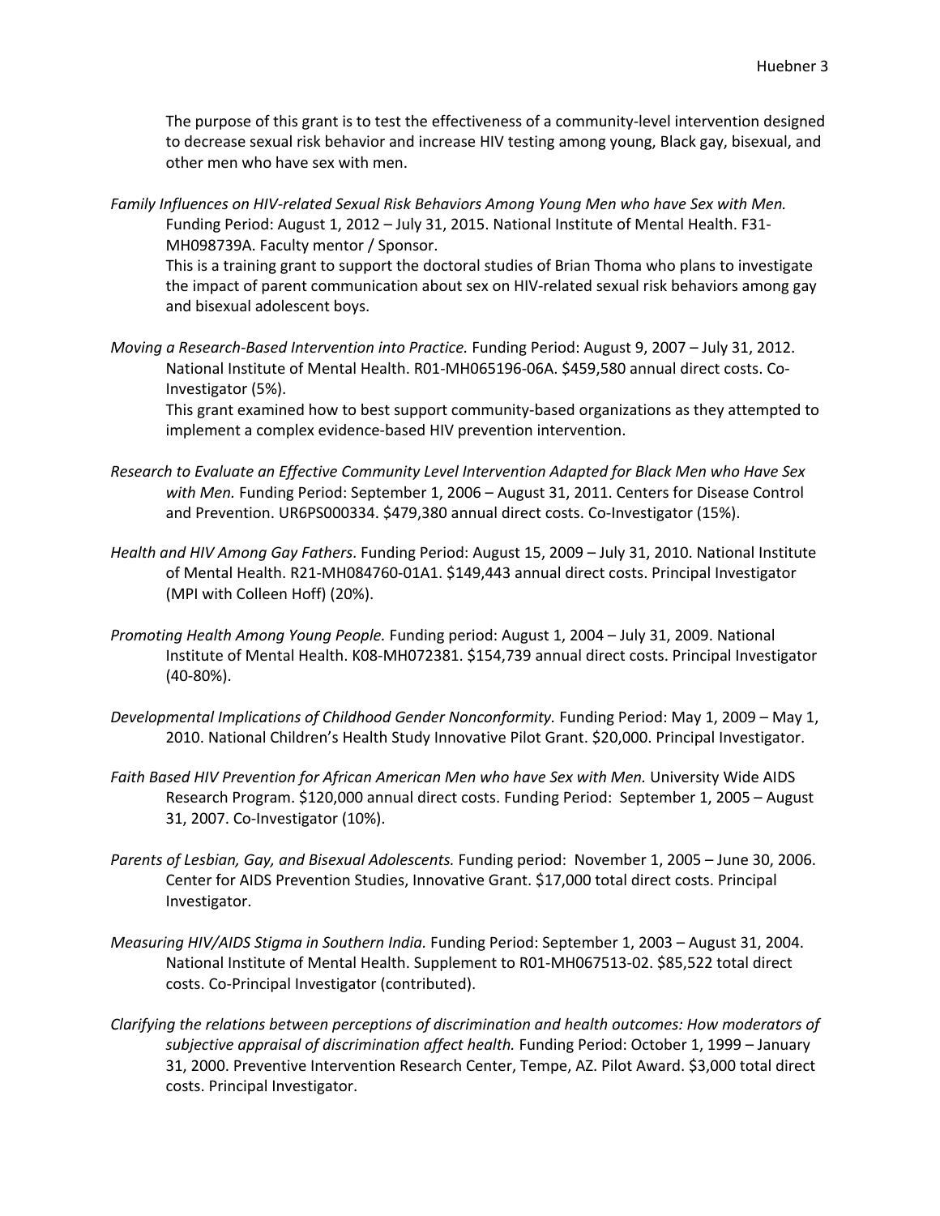The purpose of this grant is to test the effectiveness of a community-level intervention designed to decrease sexual risk behavior and increase HIV testing among young, Black gay, bisexual, and other men who have sex with men.

*Family Influences on HIV-related Sexual Risk Behaviors Among Young Men who have Sex with Men.* Funding Period: August 1, 2012 – July 31, 2015. National Institute of Mental Health. F31-MH098739A. Faculty mentor / Sponsor.
This is a training grant to support the doctoral studies of Brian Thoma who plans to investigate the impact of parent communication about sex on HIV-related sexual risk behaviors among gay and bisexual adolescent boys.

*Moving a Research-Based Intervention into Practice.* Funding Period: August 9, 2007 – July 31, 2012. National Institute of Mental Health. R01-MH065196-06A. $459,580 annual direct costs. Co-Investigator (5%).
This grant examined how to best support community-based organizations as they attempted to implement a complex evidence-based HIV prevention intervention.

*Research to Evaluate an Effective Community Level Intervention Adapted for Black Men who Have Sex with Men.* Funding Period: September 1, 2006 – August 31, 2011. Centers for Disease Control and Prevention. UR6PS000334. $479,380 annual direct costs. Co-Investigator (15%).

*Health and HIV Among Gay Fathers*. Funding Period: August 15, 2009 – July 31, 2010. National Institute of Mental Health. R21-MH084760-01A1. $149,443 annual direct costs. Principal Investigator (MPI with Colleen Hoff) (20%).

*Promoting Health Among Young People.* Funding period: August 1, 2004 – July 31, 2009. National Institute of Mental Health. K08-MH072381. $154,739 annual direct costs. Principal Investigator (40-80%).

*Developmental Implications of Childhood Gender Nonconformity.* Funding Period: May 1, 2009 – May 1, 2010. National Children's Health Study Innovative Pilot Grant. $20,000. Principal Investigator.

*Faith Based HIV Prevention for African American Men who have Sex with Men.* University Wide AIDS Research Program. $120,000 annual direct costs. Funding Period: September 1, 2005 – August 31, 2007. Co-Investigator (10%).

*Parents of Lesbian, Gay, and Bisexual Adolescents.* Funding period: November 1, 2005 – June 30, 2006. Center for AIDS Prevention Studies, Innovative Grant. $17,000 total direct costs. Principal Investigator.

*Measuring HIV/AIDS Stigma in Southern India.* Funding Period: September 1, 2003 – August 31, 2004. National Institute of Mental Health. Supplement to R01-MH067513-02. $85,522 total direct costs. Co-Principal Investigator (contributed).

*Clarifying the relations between perceptions of discrimination and health outcomes: How moderators of subjective appraisal of discrimination affect health.* Funding Period: October 1, 1999 – January 31, 2000. Preventive Intervention Research Center, Tempe, AZ. Pilot Award. $3,000 total direct costs. Principal Investigator.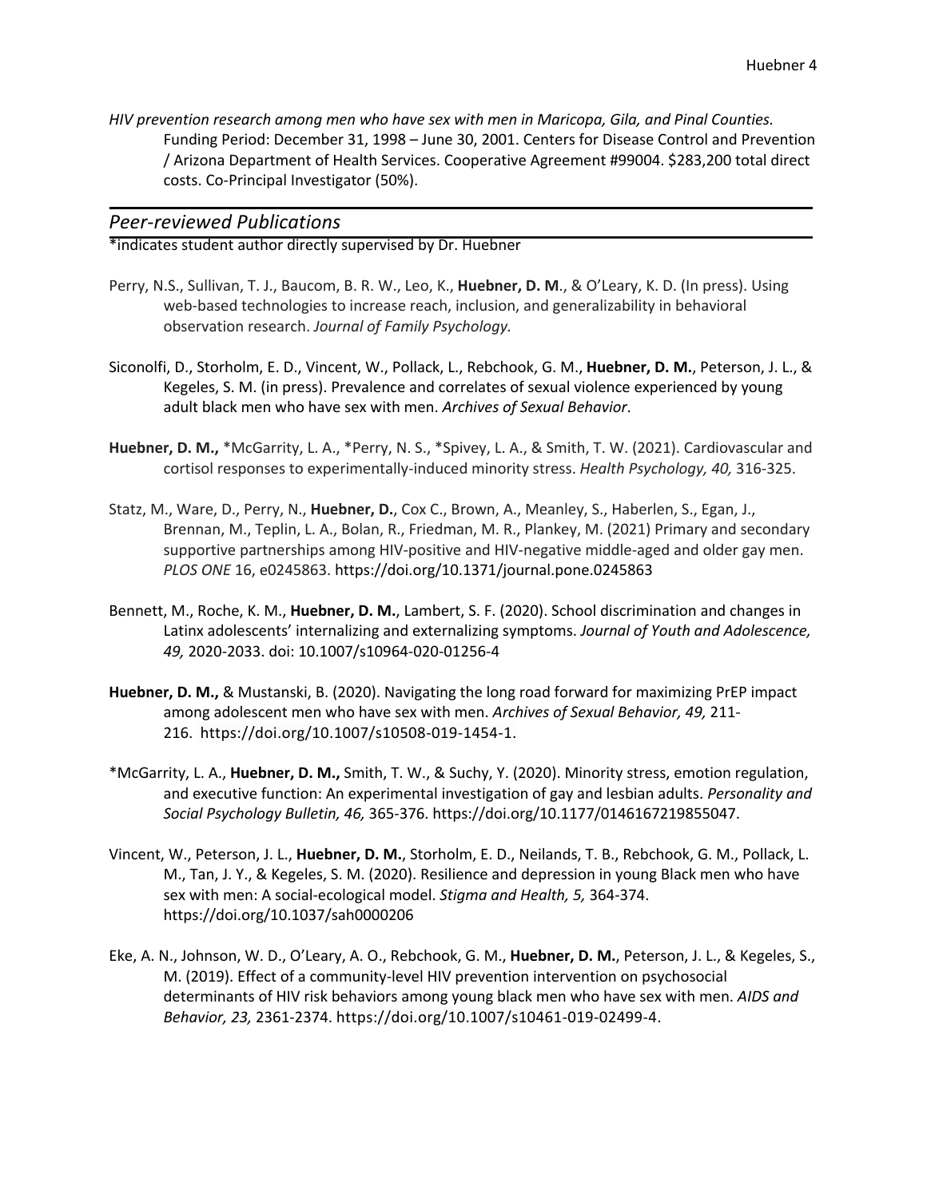*HIV prevention research among men who have sex with men in Maricopa, Gila, and Pinal Counties.* Funding Period: December 31, 1998 – June 30, 2001. Centers for Disease Control and Prevention / Arizona Department of Health Services. Cooperative Agreement #99004. $283,200 total direct costs. Co-Principal Investigator (50%).

## *Peer-reviewed Publications*

*indicates student author directly supervised by Dr. Huebner

Perry, N.S., Sullivan, T. J., Baucom, B. R. W., Leo, K., **Huebner, D. M**., & O'Leary, K. D. (In press). Using web-based technologies to increase reach, inclusion, and generalizability in behavioral observation research. *Journal of Family Psychology.*

Siconolfi, D., Storholm, E. D., Vincent, W., Pollack, L., Rebchook, G. M., **Huebner, D. M.**, Peterson, J. L., & Kegeles, S. M. (in press). Prevalence and correlates of sexual violence experienced by young adult black men who have sex with men. *Archives of Sexual Behavior*.

**Huebner, D. M.,** *McGarrity, L. A., *Perry, N. S., *Spivey, L. A., & Smith, T. W. (2021). Cardiovascular and cortisol responses to experimentally-induced minority stress. *Health Psychology, 40,* 316-325.

Statz, M., Ware, D., Perry, N., **Huebner, D.**, Cox C., Brown, A., Meanley, S., Haberlen, S., Egan, J., Brennan, M., Teplin, L. A., Bolan, R., Friedman, M. R., Plankey, M. (2021) Primary and secondary supportive partnerships among HIV-positive and HIV-negative middle-aged and older gay men. *PLOS ONE* 16, e0245863. https://doi.org/10.1371/journal.pone.0245863

Bennett, M., Roche, K. M., **Huebner, D. M.**, Lambert, S. F. (2020). School discrimination and changes in Latinx adolescents' internalizing and externalizing symptoms. *Journal of Youth and Adolescence, 49,* 2020-2033. doi: 10.1007/s10964-020-01256-4

**Huebner, D. M.,** & Mustanski, B. (2020). Navigating the long road forward for maximizing PrEP impact among adolescent men who have sex with men. *Archives of Sexual Behavior, 49,* 211-216. https://doi.org/10.1007/s10508-019-1454-1.

*McGarrity, L. A., **Huebner, D. M.,** Smith, T. W., & Suchy, Y. (2020). Minority stress, emotion regulation, and executive function: An experimental investigation of gay and lesbian adults. *Personality and Social Psychology Bulletin, 46,* 365-376. https://doi.org/10.1177/0146167219855047.

Vincent, W., Peterson, J. L., **Huebner, D. M.**, Storholm, E. D., Neilands, T. B., Rebchook, G. M., Pollack, L. M., Tan, J. Y., & Kegeles, S. M. (2020). Resilience and depression in young Black men who have sex with men: A social-ecological model. *Stigma and Health, 5,* 364-374. https://doi.org/10.1037/sah0000206

Eke, A. N., Johnson, W. D., O'Leary, A. O., Rebchook, G. M., **Huebner, D. M.**, Peterson, J. L., & Kegeles, S., M. (2019). Effect of a community-level HIV prevention intervention on psychosocial determinants of HIV risk behaviors among young black men who have sex with men. *AIDS and Behavior, 23,* 2361-2374. https://doi.org/10.1007/s10461-019-02499-4.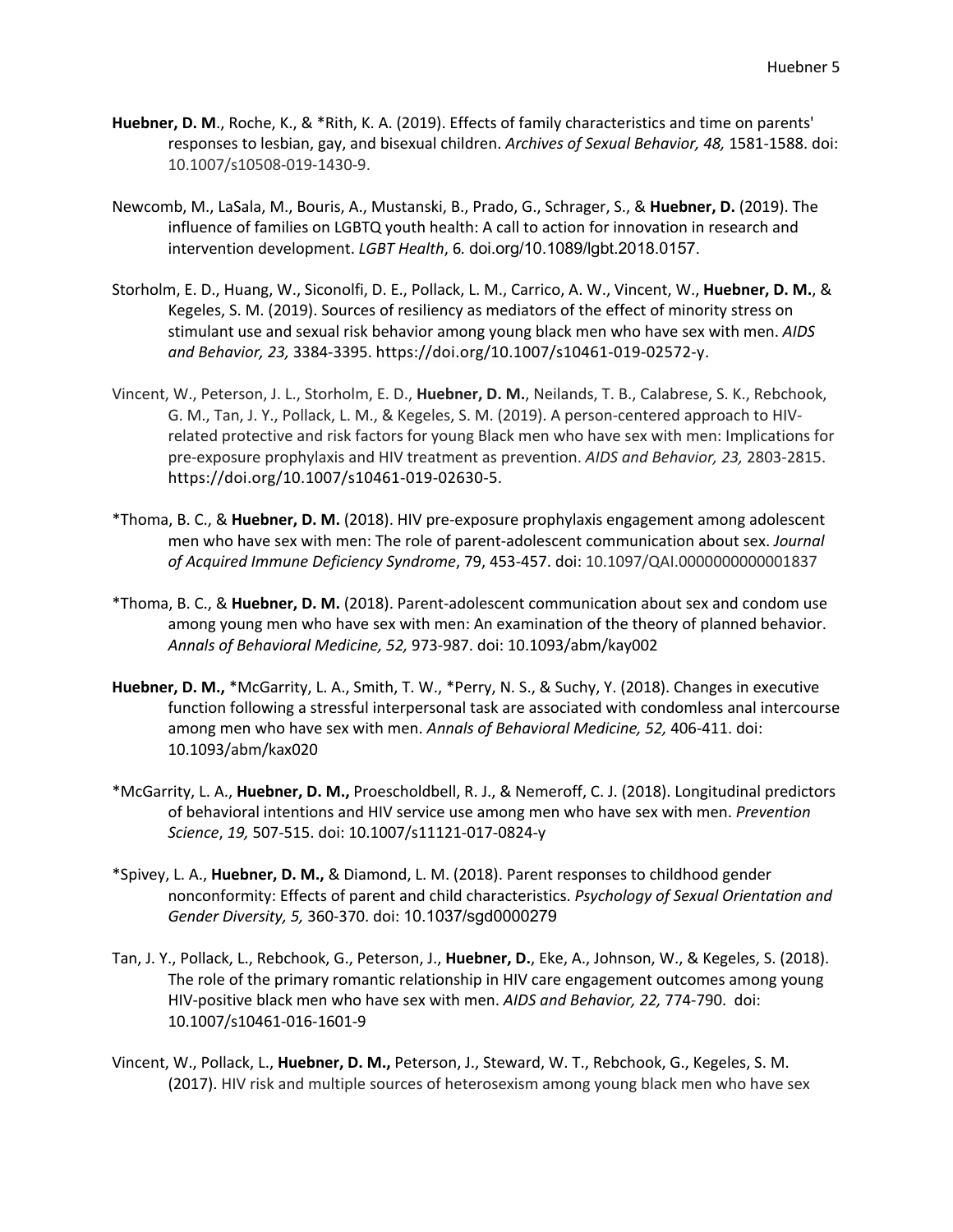**Huebner, D. M**., Roche, K., & *Rith, K. A. (2019). Effects of family characteristics and time on parents' responses to lesbian, gay, and bisexual children. *Archives of Sexual Behavior, 48,* 1581-1588. doi: 10.1007/s10508-019-1430-9.

Newcomb, M., LaSala, M., Bouris, A., Mustanski, B., Prado, G., Schrager, S., & **Huebner, D.** (2019). The influence of families on LGBTQ youth health: A call to action for innovation in research and intervention development. *LGBT Health*, 6. doi.org/10.1089/lgbt.2018.0157.

Storholm, E. D., Huang, W., Siconolfi, D. E., Pollack, L. M., Carrico, A. W., Vincent, W., **Huebner, D. M.**, & Kegeles, S. M. (2019). Sources of resiliency as mediators of the effect of minority stress on stimulant use and sexual risk behavior among young black men who have sex with men. *AIDS and Behavior, 23,* 3384-3395. https://doi.org/10.1007/s10461-019-02572-y.

Vincent, W., Peterson, J. L., Storholm, E. D., **Huebner, D. M.**, Neilands, T. B., Calabrese, S. K., Rebchook, G. M., Tan, J. Y., Pollack, L. M., & Kegeles, S. M. (2019). A person-centered approach to HIV-related protective and risk factors for young Black men who have sex with men: Implications for pre-exposure prophylaxis and HIV treatment as prevention. *AIDS and Behavior, 23,* 2803-2815. https://doi.org/10.1007/s10461-019-02630-5.

*Thoma, B. C., & **Huebner, D. M.** (2018). HIV pre-exposure prophylaxis engagement among adolescent men who have sex with men: The role of parent-adolescent communication about sex. *Journal of Acquired Immune Deficiency Syndrome*, 79, 453-457. doi: 10.1097/QAI.0000000000001837

*Thoma, B. C., & **Huebner, D. M.** (2018). Parent-adolescent communication about sex and condom use among young men who have sex with men: An examination of the theory of planned behavior. *Annals of Behavioral Medicine, 52,* 973-987. doi: 10.1093/abm/kay002

**Huebner, D. M.,** *McGarrity, L. A., Smith, T. W., *Perry, N. S., & Suchy, Y. (2018). Changes in executive function following a stressful interpersonal task are associated with condomless anal intercourse among men who have sex with men. *Annals of Behavioral Medicine, 52,* 406-411. doi: 10.1093/abm/kax020

*McGarrity, L. A., **Huebner, D. M.,** Proescholdbell, R. J., & Nemeroff, C. J. (2018). Longitudinal predictors of behavioral intentions and HIV service use among men who have sex with men. *Prevention Science*, *19,* 507-515. doi: 10.1007/s11121-017-0824-y

*Spivey, L. A., **Huebner, D. M.,** & Diamond, L. M. (2018). Parent responses to childhood gender nonconformity: Effects of parent and child characteristics. *Psychology of Sexual Orientation and Gender Diversity, 5,* 360-370. doi: 10.1037/sgd0000279

Tan, J. Y., Pollack, L., Rebchook, G., Peterson, J., **Huebner, D.**, Eke, A., Johnson, W., & Kegeles, S. (2018). The role of the primary romantic relationship in HIV care engagement outcomes among young HIV-positive black men who have sex with men. *AIDS and Behavior, 22,* 774-790. doi: 10.1007/s10461-016-1601-9

Vincent, W., Pollack, L., **Huebner, D. M.,** Peterson, J., Steward, W. T., Rebchook, G., Kegeles, S. M. (2017). HIV risk and multiple sources of heterosexism among young black men who have sex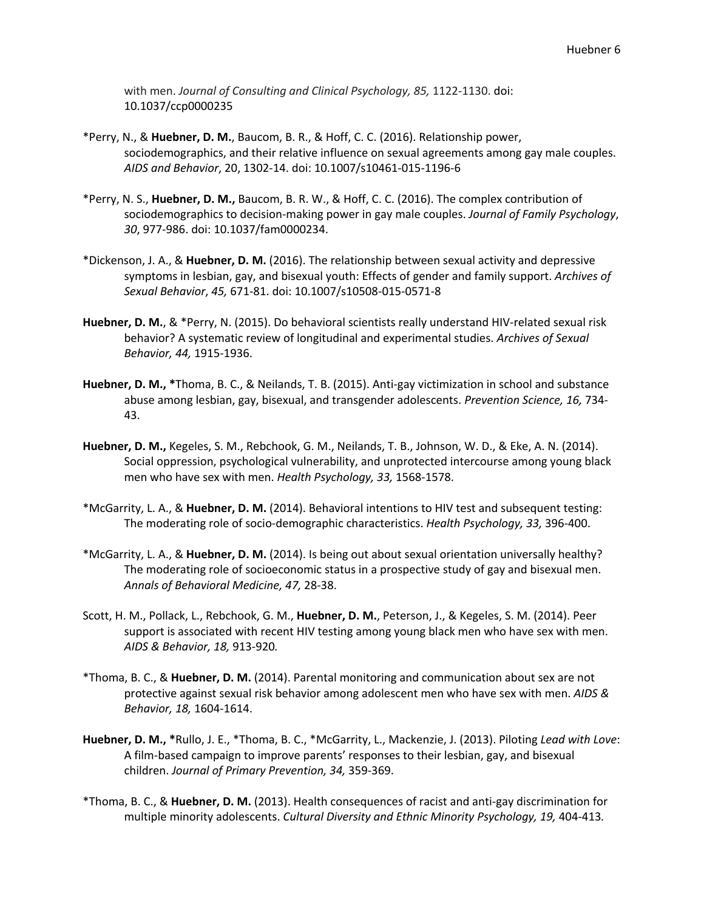with men. *Journal of Consulting and Clinical Psychology, 85,* 1122-1130. doi: 10.1037/ccp0000235

*Perry, N., & **Huebner, D. M.**, Baucom, B. R., & Hoff, C. C. (2016). Relationship power, sociodemographics, and their relative influence on sexual agreements among gay male couples. *AIDS and Behavior*, 20, 1302-14. doi: 10.1007/s10461-015-1196-6

*Perry, N. S., **Huebner, D. M.,** Baucom, B. R. W., & Hoff, C. C. (2016). The complex contribution of sociodemographics to decision-making power in gay male couples. *Journal of Family Psychology*, *30*, 977-986. doi: 10.1037/fam0000234.

*Dickenson, J. A., & **Huebner, D. M.** (2016). The relationship between sexual activity and depressive symptoms in lesbian, gay, and bisexual youth: Effects of gender and family support. *Archives of Sexual Behavior*, *45,* 671-81. doi: 10.1007/s10508-015-0571-8

**Huebner, D. M.**, & *Perry, N. (2015). Do behavioral scientists really understand HIV-related sexual risk behavior? A systematic review of longitudinal and experimental studies. *Archives of Sexual Behavior, 44,* 1915-1936.

**Huebner, D. M., ***Thoma, B. C., & Neilands, T. B. (2015). Anti-gay victimization in school and substance abuse among lesbian, gay, bisexual, and transgender adolescents. *Prevention Science, 16,* 734-43.

**Huebner, D. M.,** Kegeles, S. M., Rebchook, G. M., Neilands, T. B., Johnson, W. D., & Eke, A. N. (2014). Social oppression, psychological vulnerability, and unprotected intercourse among young black men who have sex with men. *Health Psychology, 33,* 1568-1578.

*McGarrity, L. A., & **Huebner, D. M.** (2014). Behavioral intentions to HIV test and subsequent testing: The moderating role of socio-demographic characteristics. *Health Psychology, 33,* 396-400.

*McGarrity, L. A., & **Huebner, D. M.** (2014). Is being out about sexual orientation universally healthy? The moderating role of socioeconomic status in a prospective study of gay and bisexual men. *Annals of Behavioral Medicine, 47,* 28-38.

Scott, H. M., Pollack, L., Rebchook, G. M., **Huebner, D. M.**, Peterson, J., & Kegeles, S. M. (2014). Peer support is associated with recent HIV testing among young black men who have sex with men. *AIDS & Behavior, 18,* 913-920*.*

*Thoma, B. C., & **Huebner, D. M.** (2014). Parental monitoring and communication about sex are not protective against sexual risk behavior among adolescent men who have sex with men. *AIDS & Behavior, 18,* 1604-1614.

**Huebner, D. M., ***Rullo, J. E., *Thoma, B. C., *McGarrity, L., Mackenzie, J. (2013). Piloting *Lead with Love*: A film-based campaign to improve parents' responses to their lesbian, gay, and bisexual children. *Journal of Primary Prevention, 34,* 359-369.

*Thoma, B. C., & **Huebner, D. M.** (2013). Health consequences of racist and anti-gay discrimination for multiple minority adolescents. *Cultural Diversity and Ethnic Minority Psychology, 19,* 404-413*.*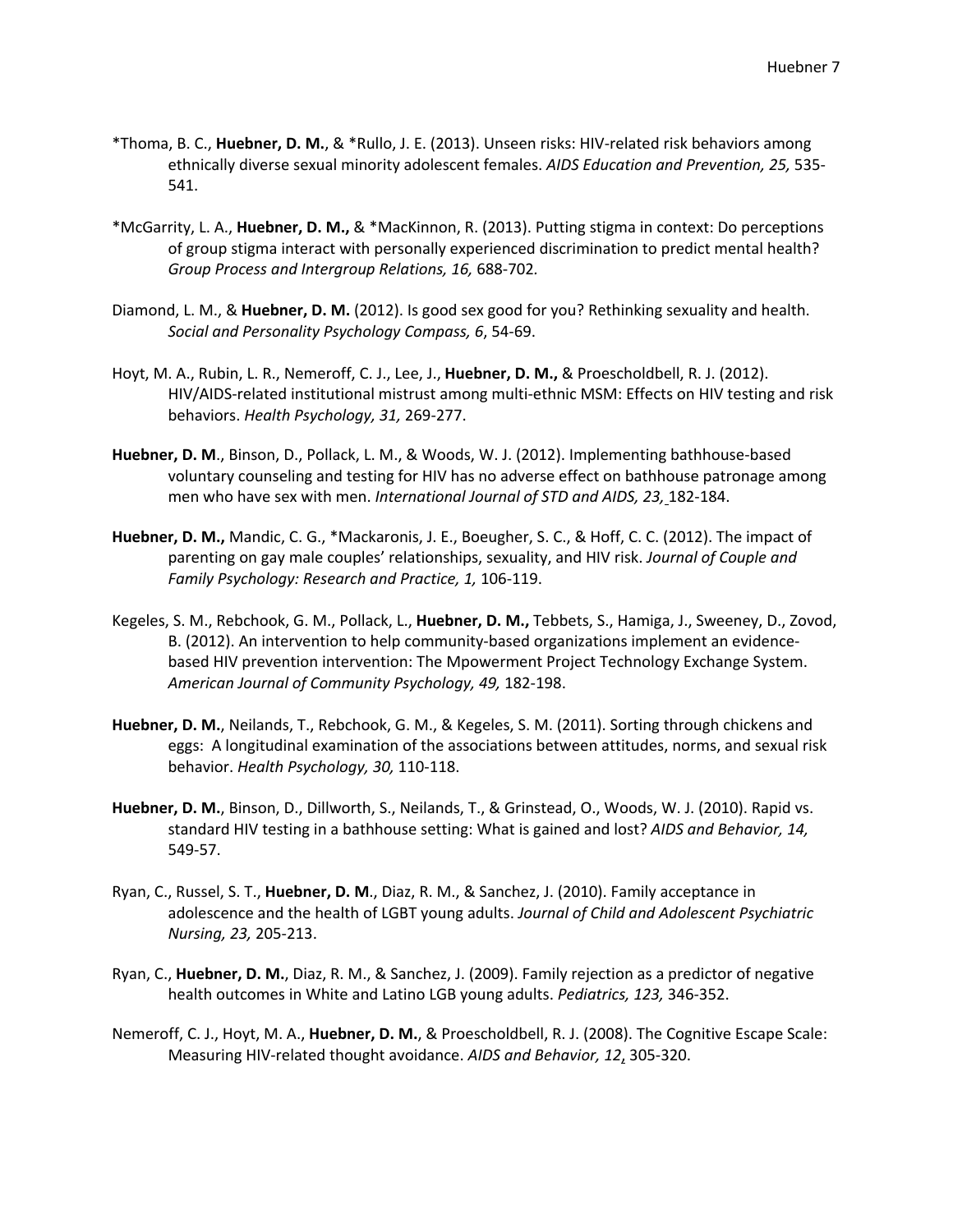*Thoma, B. C., **Huebner, D. M.**, & *Rullo, J. E. (2013). Unseen risks: HIV-related risk behaviors among ethnically diverse sexual minority adolescent females. *AIDS Education and Prevention, 25,* 535-541.

*McGarrity, L. A., **Huebner, D. M.,** & *MacKinnon, R. (2013). Putting stigma in context: Do perceptions of group stigma interact with personally experienced discrimination to predict mental health? *Group Process and Intergroup Relations, 16,* 688-702.

Diamond, L. M., & **Huebner, D. M.** (2012). Is good sex good for you? Rethinking sexuality and health. *Social and Personality Psychology Compass, 6*, 54-69.

Hoyt, M. A., Rubin, L. R., Nemeroff, C. J., Lee, J., **Huebner, D. M.,** & Proescholdbell, R. J. (2012). HIV/AIDS-related institutional mistrust among multi-ethnic MSM: Effects on HIV testing and risk behaviors. *Health Psychology, 31,* 269-277.

**Huebner, D. M**., Binson, D., Pollack, L. M., & Woods, W. J. (2012). Implementing bathhouse-based voluntary counseling and testing for HIV has no adverse effect on bathhouse patronage among men who have sex with men. *International Journal of STD and AIDS, 23,* 182-184.

**Huebner, D. M.,** Mandic, C. G., *Mackaronis, J. E., Boeugher, S. C., & Hoff, C. C. (2012). The impact of parenting on gay male couples' relationships, sexuality, and HIV risk. *Journal of Couple and Family Psychology: Research and Practice, 1,* 106-119.

Kegeles, S. M., Rebchook, G. M., Pollack, L., **Huebner, D. M.,** Tebbets, S., Hamiga, J., Sweeney, D., Zovod, B. (2012). An intervention to help community-based organizations implement an evidence-based HIV prevention intervention: The Mpowerment Project Technology Exchange System. *American Journal of Community Psychology, 49,* 182-198.

**Huebner, D. M.**, Neilands, T., Rebchook, G. M., & Kegeles, S. M. (2011). Sorting through chickens and eggs: A longitudinal examination of the associations between attitudes, norms, and sexual risk behavior. *Health Psychology, 30,* 110-118.

**Huebner, D. M.**, Binson, D., Dillworth, S., Neilands, T., & Grinstead, O., Woods, W. J. (2010). Rapid vs. standard HIV testing in a bathhouse setting: What is gained and lost? *AIDS and Behavior, 14,* 549-57.

Ryan, C., Russel, S. T., **Huebner, D. M**., Diaz, R. M., & Sanchez, J. (2010). Family acceptance in adolescence and the health of LGBT young adults. *Journal of Child and Adolescent Psychiatric Nursing, 23,* 205-213.

Ryan, C., **Huebner, D. M.**, Diaz, R. M., & Sanchez, J. (2009). Family rejection as a predictor of negative health outcomes in White and Latino LGB young adults. *Pediatrics, 123,* 346-352.

Nemeroff, C. J., Hoyt, M. A., **Huebner, D. M.**, & Proescholdbell, R. J. (2008). The Cognitive Escape Scale: Measuring HIV-related thought avoidance. *AIDS and Behavior, 12*, 305-320.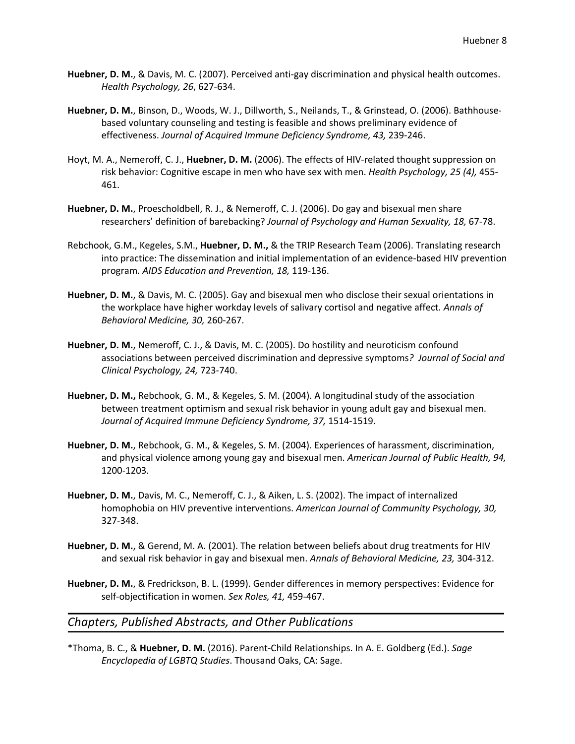**Huebner, D. M.**, & Davis, M. C. (2007). Perceived anti-gay discrimination and physical health outcomes. *Health Psychology, 26*, 627-634.

**Huebner, D. M.**, Binson, D., Woods, W. J., Dillworth, S., Neilands, T., & Grinstead, O. (2006). Bathhouse-based voluntary counseling and testing is feasible and shows preliminary evidence of effectiveness. *Journal of Acquired Immune Deficiency Syndrome, 43,* 239-246.

Hoyt, M. A., Nemeroff, C. J., **Huebner, D. M.** (2006). The effects of HIV-related thought suppression on risk behavior: Cognitive escape in men who have sex with men. *Health Psychology, 25 (4),* 455-461.

**Huebner, D. M.**, Proescholdbell, R. J., & Nemeroff, C. J. (2006). Do gay and bisexual men share researchers' definition of barebacking? *Journal of Psychology and Human Sexuality, 18,* 67-78.

Rebchook, G.M., Kegeles, S.M., **Huebner, D. M.,** & the TRIP Research Team (2006). Translating research into practice: The dissemination and initial implementation of an evidence-based HIV prevention program*. AIDS Education and Prevention, 18,* 119-136.

**Huebner, D. M.**, & Davis, M. C. (2005). Gay and bisexual men who disclose their sexual orientations in the workplace have higher workday levels of salivary cortisol and negative affect*. Annals of Behavioral Medicine, 30,* 260-267.

**Huebner, D. M.**, Nemeroff, C. J., & Davis, M. C. (2005). Do hostility and neuroticism confound associations between perceived discrimination and depressive symptoms*? Journal of Social and Clinical Psychology, 24,* 723-740.

**Huebner, D. M.,** Rebchook, G. M., & Kegeles, S. M. (2004). A longitudinal study of the association between treatment optimism and sexual risk behavior in young adult gay and bisexual men. *Journal of Acquired Immune Deficiency Syndrome, 37,* 1514-1519.

**Huebner, D. M.**, Rebchook, G. M., & Kegeles, S. M. (2004). Experiences of harassment, discrimination, and physical violence among young gay and bisexual men. *American Journal of Public Health, 94,* 1200-1203.

**Huebner, D. M.**, Davis, M. C., Nemeroff, C. J., & Aiken, L. S. (2002). The impact of internalized homophobia on HIV preventive interventions. *American Journal of Community Psychology, 30,* 327-348.

**Huebner, D. M.**, & Gerend, M. A. (2001). The relation between beliefs about drug treatments for HIV and sexual risk behavior in gay and bisexual men. *Annals of Behavioral Medicine, 23,* 304-312.

**Huebner, D. M.**, & Fredrickson, B. L. (1999). Gender differences in memory perspectives: Evidence for self-objectification in women. *Sex Roles, 41,* 459-467.

## *Chapters, Published Abstracts, and Other Publications*

*Thoma, B. C., & **Huebner, D. M.** (2016). Parent-Child Relationships. In A. E. Goldberg (Ed.). *Sage Encyclopedia of LGBTQ Studies*. Thousand Oaks, CA: Sage.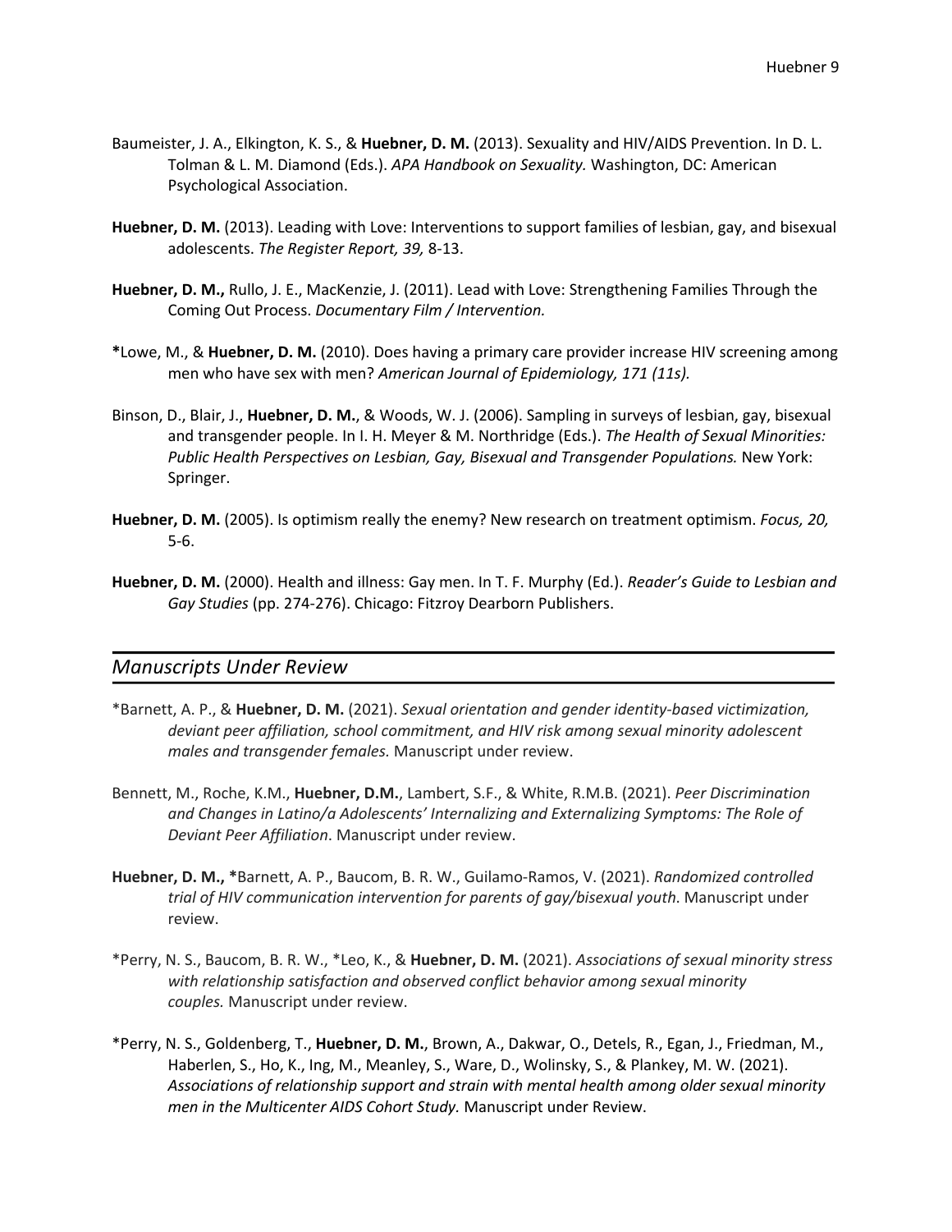Baumeister, J. A., Elkington, K. S., & **Huebner, D. M.** (2013). Sexuality and HIV/AIDS Prevention. In D. L. Tolman & L. M. Diamond (Eds.). *APA Handbook on Sexuality.* Washington, DC: American Psychological Association.

**Huebner, D. M.** (2013). Leading with Love: Interventions to support families of lesbian, gay, and bisexual adolescents. *The Register Report, 39,* 8-13.

**Huebner, D. M.,** Rullo, J. E., MacKenzie, J. (2011). Lead with Love: Strengthening Families Through the Coming Out Process. *Documentary Film / Intervention.*

**\***Lowe, M., & **Huebner, D. M.** (2010). Does having a primary care provider increase HIV screening among men who have sex with men? *American Journal of Epidemiology, 171 (11s).*

Binson, D., Blair, J., **Huebner, D. M.**, & Woods, W. J. (2006). Sampling in surveys of lesbian, gay, bisexual and transgender people. In I. H. Meyer & M. Northridge (Eds.). *The Health of Sexual Minorities: Public Health Perspectives on Lesbian, Gay, Bisexual and Transgender Populations.* New York: Springer.

**Huebner, D. M.** (2005). Is optimism really the enemy? New research on treatment optimism. *Focus, 20,* 5-6.

**Huebner, D. M.** (2000). Health and illness: Gay men. In T. F. Murphy (Ed.). *Reader's Guide to Lesbian and Gay Studies* (pp. 274-276). Chicago: Fitzroy Dearborn Publishers.

## *Manuscripts Under Review*

\*Barnett, A. P., & **Huebner, D. M.** (2021). *Sexual orientation and gender identity-based victimization, deviant peer affiliation, school commitment, and HIV risk among sexual minority adolescent males and transgender females.* Manuscript under review.

Bennett, M., Roche, K.M., **Huebner, D.M.**, Lambert, S.F., & White, R.M.B. (2021). *Peer Discrimination and Changes in Latino/a Adolescents' Internalizing and Externalizing Symptoms: The Role of Deviant Peer Affiliation*. Manuscript under review.

**Huebner, D. M., \***Barnett, A. P., Baucom, B. R. W., Guilamo-Ramos, V. (2021). *Randomized controlled trial of HIV communication intervention for parents of gay/bisexual youth.* Manuscript under review.

\*Perry, N. S., Baucom, B. R. W., \*Leo, K., & **Huebner, D. M.** (2021). *Associations of sexual minority stress with relationship satisfaction and observed conflict behavior among sexual minority couples.* Manuscript under review.

\*Perry, N. S., Goldenberg, T., **Huebner, D. M.**, Brown, A., Dakwar, O., Detels, R., Egan, J., Friedman, M., Haberlen, S., Ho, K., Ing, M., Meanley, S., Ware, D., Wolinsky, S., & Plankey, M. W. (2021). *Associations of relationship support and strain with mental health among older sexual minority men in the Multicenter AIDS Cohort Study.* Manuscript under Review.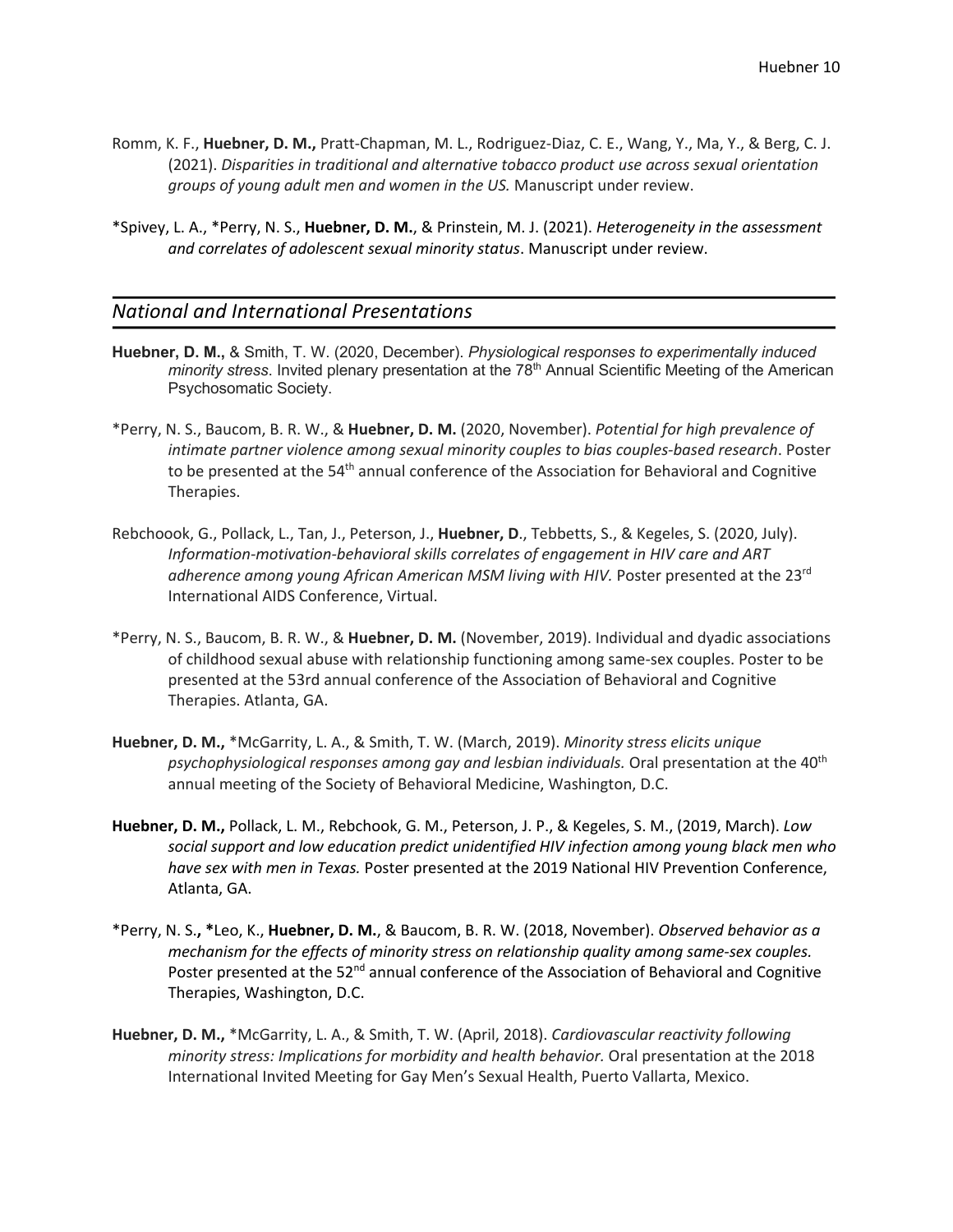Romm, K. F., **Huebner, D. M.,** Pratt-Chapman, M. L., Rodriguez-Diaz, C. E., Wang, Y., Ma, Y., & Berg, C. J. (2021). *Disparities in traditional and alternative tobacco product use across sexual orientation groups of young adult men and women in the US.* Manuscript under review.

*Spivey, L. A., *Perry, N. S., **Huebner, D. M.**, & Prinstein, M. J. (2021). *Heterogeneity in the assessment and correlates of adolescent sexual minority status*. Manuscript under review.

## *National and International Presentations*

**Huebner, D. M.,** & Smith, T. W. (2020, December). *Physiological responses to experimentally induced minority stress*. Invited plenary presentation at the 78th Annual Scientific Meeting of the American Psychosomatic Society.

*Perry, N. S., Baucom, B. R. W., & **Huebner, D. M.** (2020, November). *Potential for high prevalence of intimate partner violence among sexual minority couples to bias couples-based research*. Poster to be presented at the 54th annual conference of the Association for Behavioral and Cognitive Therapies.

Rebchoook, G., Pollack, L., Tan, J., Peterson, J., **Huebner, D**., Tebbetts, S., & Kegeles, S. (2020, July). *Information-motivation-behavioral skills correlates of engagement in HIV care and ART adherence among young African American MSM living with HIV.* Poster presented at the 23rd International AIDS Conference, Virtual.

*Perry, N. S., Baucom, B. R. W., & **Huebner, D. M.** (November, 2019). Individual and dyadic associations of childhood sexual abuse with relationship functioning among same-sex couples. Poster to be presented at the 53rd annual conference of the Association of Behavioral and Cognitive Therapies. Atlanta, GA.

**Huebner, D. M.,** *McGarrity, L. A., & Smith, T. W. (March, 2019). *Minority stress elicits unique psychophysiological responses among gay and lesbian individuals.* Oral presentation at the 40th annual meeting of the Society of Behavioral Medicine, Washington, D.C.

**Huebner, D. M.,** Pollack, L. M., Rebchook, G. M., Peterson, J. P., & Kegeles, S. M., (2019, March). *Low social support and low education predict unidentified HIV infection among young black men who have sex with men in Texas.* Poster presented at the 2019 National HIV Prevention Conference, Atlanta, GA.

*Perry, N. S**, ***Leo, K., **Huebner, D. M.**, & Baucom, B. R. W. (2018, November). *Observed behavior as a mechanism for the effects of minority stress on relationship quality among same-sex couples.* Poster presented at the 52nd annual conference of the Association of Behavioral and Cognitive Therapies, Washington, D.C.

**Huebner, D. M.,** *McGarrity, L. A., & Smith, T. W. (April, 2018). *Cardiovascular reactivity following minority stress: Implications for morbidity and health behavior.* Oral presentation at the 2018 International Invited Meeting for Gay Men's Sexual Health, Puerto Vallarta, Mexico.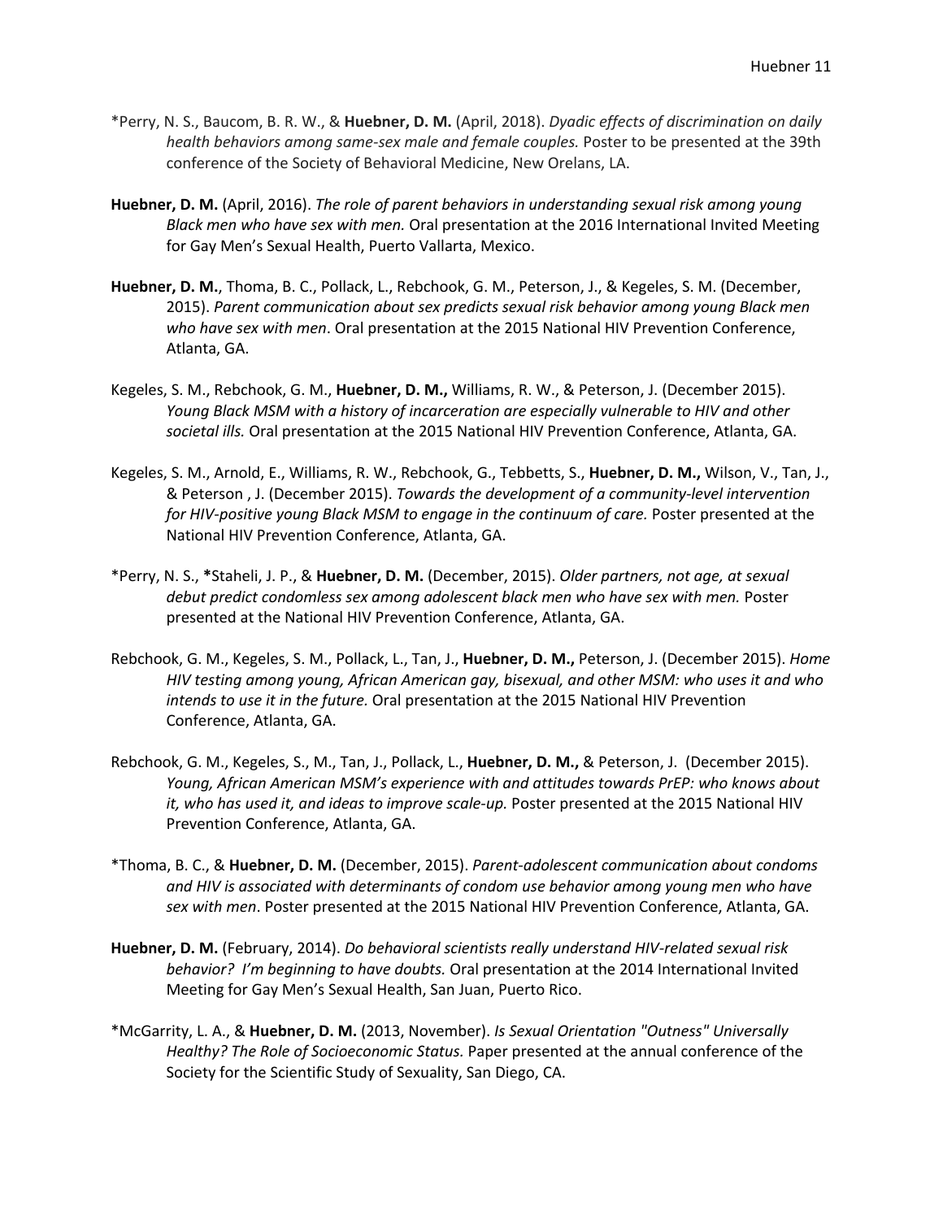*Perry, N. S., Baucom, B. R. W., & **Huebner, D. M.** (April, 2018). *Dyadic effects of discrimination on daily health behaviors among same-sex male and female couples.* Poster to be presented at the 39th conference of the Society of Behavioral Medicine, New Orelans, LA.

**Huebner, D. M.** (April, 2016). *The role of parent behaviors in understanding sexual risk among young Black men who have sex with men.* Oral presentation at the 2016 International Invited Meeting for Gay Men's Sexual Health, Puerto Vallarta, Mexico.

**Huebner, D. M.**, Thoma, B. C., Pollack, L., Rebchook, G. M., Peterson, J., & Kegeles, S. M. (December, 2015). *Parent communication about sex predicts sexual risk behavior among young Black men who have sex with men*. Oral presentation at the 2015 National HIV Prevention Conference, Atlanta, GA.

Kegeles, S. M., Rebchook, G. M., **Huebner, D. M.,** Williams, R. W., & Peterson, J. (December 2015). *Young Black MSM with a history of incarceration are especially vulnerable to HIV and other societal ills.* Oral presentation at the 2015 National HIV Prevention Conference, Atlanta, GA.

Kegeles, S. M., Arnold, E., Williams, R. W., Rebchook, G., Tebbetts, S., **Huebner, D. M.,** Wilson, V., Tan, J., & Peterson , J. (December 2015). *Towards the development of a community-level intervention for HIV-positive young Black MSM to engage in the continuum of care.* Poster presented at the National HIV Prevention Conference, Atlanta, GA.

*Perry, N. S., *Staheli, J. P., & **Huebner, D. M.** (December, 2015). *Older partners, not age, at sexual debut predict condomless sex among adolescent black men who have sex with men.* Poster presented at the National HIV Prevention Conference, Atlanta, GA.

Rebchook, G. M., Kegeles, S. M., Pollack, L., Tan, J., **Huebner, D. M.,** Peterson, J. (December 2015). *Home HIV testing among young, African American gay, bisexual, and other MSM: who uses it and who intends to use it in the future.* Oral presentation at the 2015 National HIV Prevention Conference, Atlanta, GA.

Rebchook, G. M., Kegeles, S., M., Tan, J., Pollack, L., **Huebner, D. M.,** & Peterson, J. (December 2015). *Young, African American MSM's experience with and attitudes towards PrEP: who knows about it, who has used it, and ideas to improve scale-up.* Poster presented at the 2015 National HIV Prevention Conference, Atlanta, GA.

*Thoma, B. C., & **Huebner, D. M.** (December, 2015). *Parent-adolescent communication about condoms and HIV is associated with determinants of condom use behavior among young men who have sex with men*. Poster presented at the 2015 National HIV Prevention Conference, Atlanta, GA.

**Huebner, D. M.** (February, 2014). *Do behavioral scientists really understand HIV-related sexual risk behavior? I'm beginning to have doubts.* Oral presentation at the 2014 International Invited Meeting for Gay Men's Sexual Health, San Juan, Puerto Rico.

*McGarrity, L. A., & **Huebner, D. M.** (2013, November). *Is Sexual Orientation "Outness" Universally Healthy? The Role of Socioeconomic Status.* Paper presented at the annual conference of the Society for the Scientific Study of Sexuality, San Diego, CA.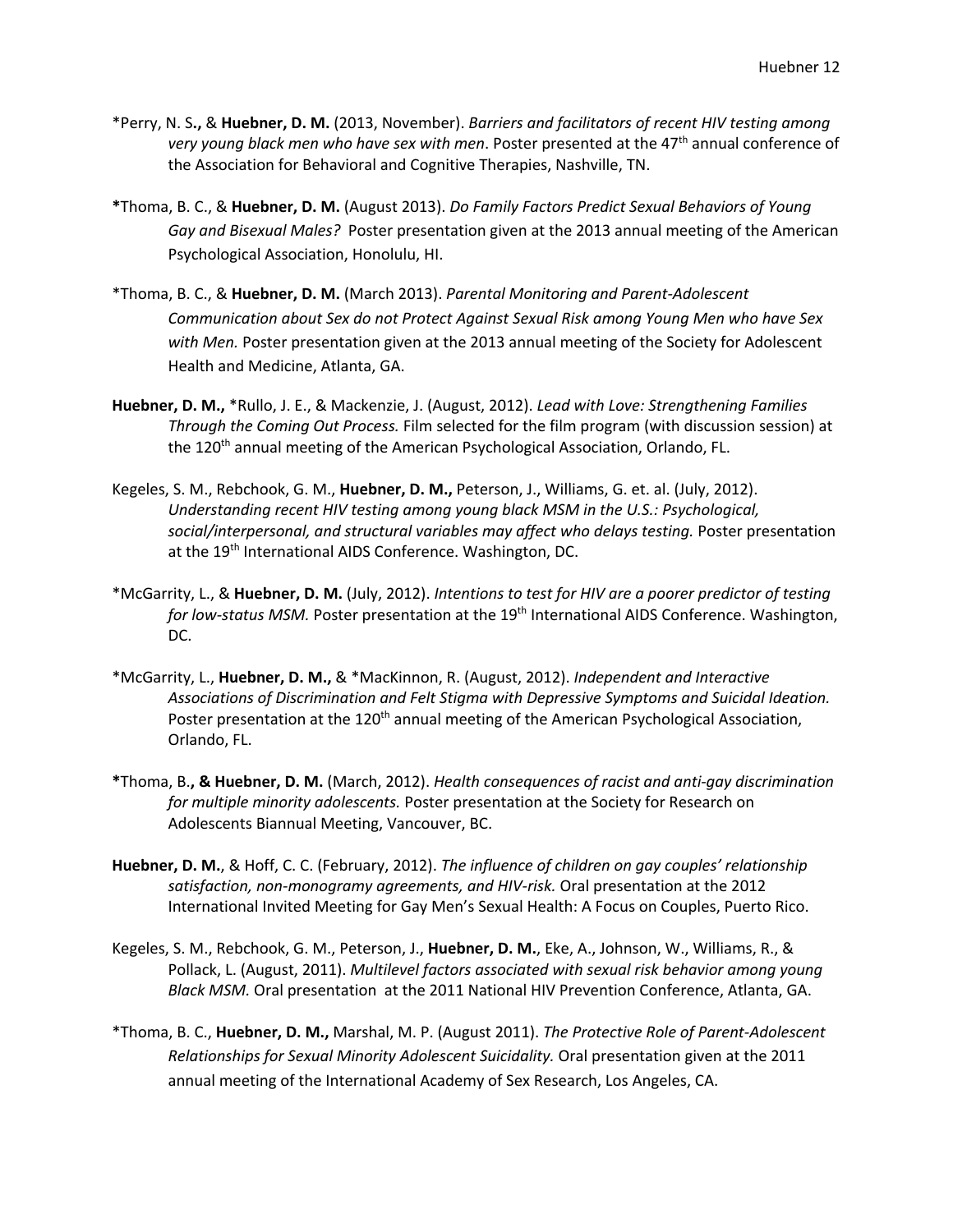*Perry, N. S**.,** & **Huebner, D. M.** (2013, November). *Barriers and facilitators of recent HIV testing among very young black men who have sex with men*. Poster presented at the 47th annual conference of the Association for Behavioral and Cognitive Therapies, Nashville, TN.

**\***Thoma, B. C., & **Huebner, D. M.** (August 2013). *Do Family Factors Predict Sexual Behaviors of Young Gay and Bisexual Males?* Poster presentation given at the 2013 annual meeting of the American Psychological Association, Honolulu, HI.

*Thoma, B. C., & **Huebner, D. M.** (March 2013). *Parental Monitoring and Parent-Adolescent Communication about Sex do not Protect Against Sexual Risk among Young Men who have Sex with Men.* Poster presentation given at the 2013 annual meeting of the Society for Adolescent Health and Medicine, Atlanta, GA.

**Huebner, D. M.,** *Rullo, J. E., & Mackenzie, J. (August, 2012). *Lead with Love: Strengthening Families Through the Coming Out Process.* Film selected for the film program (with discussion session) at the 120th annual meeting of the American Psychological Association, Orlando, FL.

Kegeles, S. M., Rebchook, G. M., **Huebner, D. M.,** Peterson, J., Williams, G. et. al. (July, 2012). *Understanding recent HIV testing among young black MSM in the U.S.: Psychological, social/interpersonal, and structural variables may affect who delays testing.* Poster presentation at the 19th International AIDS Conference. Washington, DC.

*McGarrity, L., & **Huebner, D. M.** (July, 2012). *Intentions to test for HIV are a poorer predictor of testing for low-status MSM.* Poster presentation at the 19th International AIDS Conference. Washington, DC.

*McGarrity, L., **Huebner, D. M.,** & *MacKinnon, R. (August, 2012). *Independent and Interactive Associations of Discrimination and Felt Stigma with Depressive Symptoms and Suicidal Ideation.* Poster presentation at the 120th annual meeting of the American Psychological Association, Orlando, FL.

**\***Thoma, B**., & Huebner, D. M.** (March, 2012). *Health consequences of racist and anti-gay discrimination for multiple minority adolescents.* Poster presentation at the Society for Research on Adolescents Biannual Meeting, Vancouver, BC.

**Huebner, D. M.**, & Hoff, C. C. (February, 2012). *The influence of children on gay couples' relationship satisfaction, non-monogramy agreements, and HIV-risk.* Oral presentation at the 2012 International Invited Meeting for Gay Men's Sexual Health: A Focus on Couples, Puerto Rico.

Kegeles, S. M., Rebchook, G. M., Peterson, J., **Huebner, D. M.**, Eke, A., Johnson, W., Williams, R., & Pollack, L. (August, 2011). *Multilevel factors associated with sexual risk behavior among young Black MSM.* Oral presentation at the 2011 National HIV Prevention Conference, Atlanta, GA.

*Thoma, B. C., **Huebner, D. M.,** Marshal, M. P. (August 2011). *The Protective Role of Parent-Adolescent Relationships for Sexual Minority Adolescent Suicidality.* Oral presentation given at the 2011 annual meeting of the International Academy of Sex Research, Los Angeles, CA.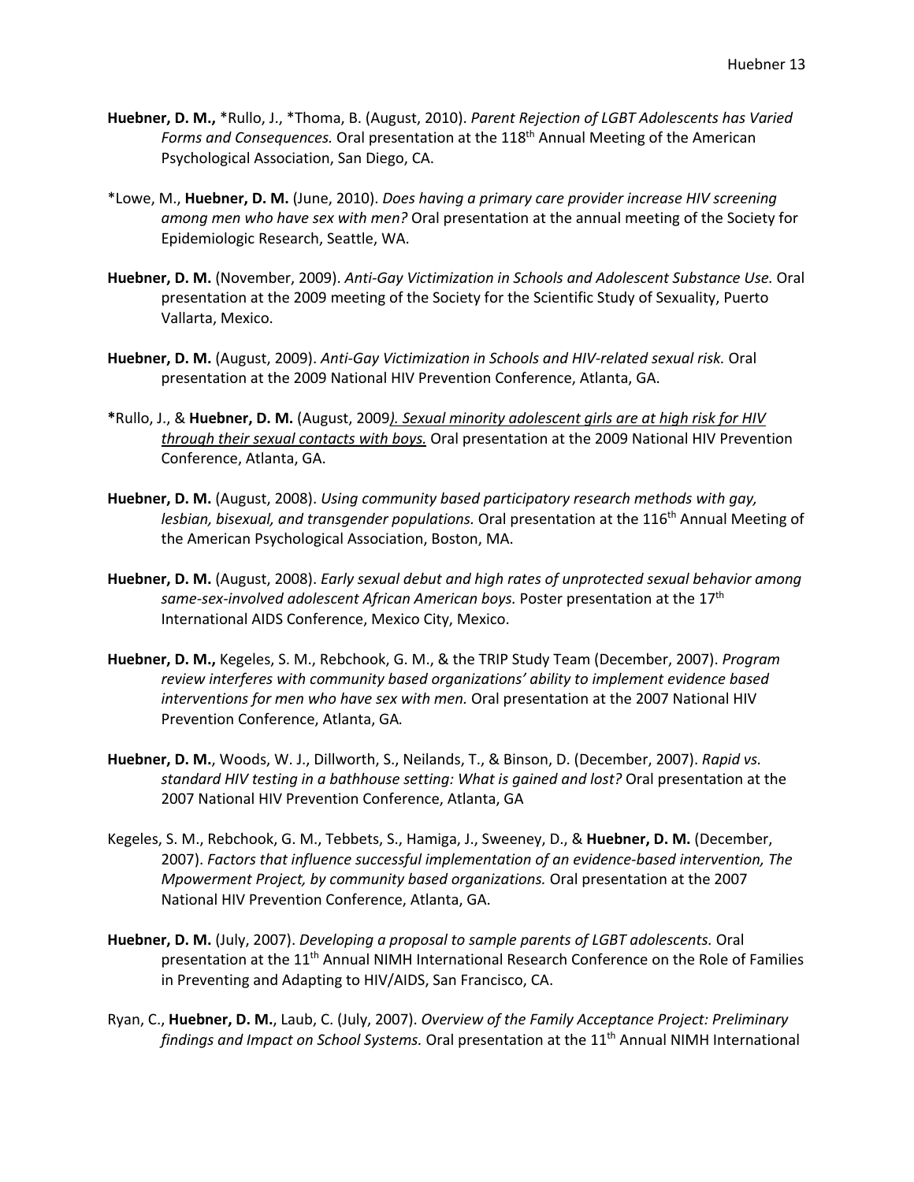**Huebner, D. M.,** *Rullo, J., *Thoma, B. (August, 2010). *Parent Rejection of LGBT Adolescents has Varied Forms and Consequences.* Oral presentation at the 118th Annual Meeting of the American Psychological Association, San Diego, CA.

*Lowe, M., **Huebner, D. M.** (June, 2010). *Does having a primary care provider increase HIV screening among men who have sex with men?* Oral presentation at the annual meeting of the Society for Epidemiologic Research, Seattle, WA.

**Huebner, D. M.** (November, 2009). *Anti-Gay Victimization in Schools and Adolescent Substance Use.* Oral presentation at the 2009 meeting of the Society for the Scientific Study of Sexuality, Puerto Vallarta, Mexico.

**Huebner, D. M.** (August, 2009). *Anti-Gay Victimization in Schools and HIV-related sexual risk.* Oral presentation at the 2009 National HIV Prevention Conference, Atlanta, GA.

**\***Rullo, J., & **Huebner, D. M.** (August, 2009*). Sexual minority adolescent girls are at high risk for HIV through their sexual contacts with boys.* Oral presentation at the 2009 National HIV Prevention Conference, Atlanta, GA.

**Huebner, D. M.** (August, 2008). *Using community based participatory research methods with gay, lesbian, bisexual, and transgender populations.* Oral presentation at the 116th Annual Meeting of the American Psychological Association, Boston, MA.

**Huebner, D. M.** (August, 2008). *Early sexual debut and high rates of unprotected sexual behavior among same-sex-involved adolescent African American boys.* Poster presentation at the 17th International AIDS Conference, Mexico City, Mexico.

**Huebner, D. M.,** Kegeles, S. M., Rebchook, G. M., & the TRIP Study Team (December, 2007). *Program review interferes with community based organizations' ability to implement evidence based interventions for men who have sex with men.* Oral presentation at the 2007 National HIV Prevention Conference, Atlanta, GA*.*

**Huebner, D. M.**, Woods, W. J., Dillworth, S., Neilands, T., & Binson, D. (December, 2007). *Rapid vs. standard HIV testing in a bathhouse setting: What is gained and lost?* Oral presentation at the 2007 National HIV Prevention Conference, Atlanta, GA

Kegeles, S. M., Rebchook, G. M., Tebbets, S., Hamiga, J., Sweeney, D., & **Huebner, D. M.** (December, 2007). *Factors that influence successful implementation of an evidence-based intervention, The Mpowerment Project, by community based organizations.* Oral presentation at the 2007 National HIV Prevention Conference, Atlanta, GA.

**Huebner, D. M.** (July, 2007). *Developing a proposal to sample parents of LGBT adolescents.* Oral presentation at the 11th Annual NIMH International Research Conference on the Role of Families in Preventing and Adapting to HIV/AIDS, San Francisco, CA.

Ryan, C., **Huebner, D. M.**, Laub, C. (July, 2007). *Overview of the Family Acceptance Project: Preliminary findings and Impact on School Systems.* Oral presentation at the 11th Annual NIMH International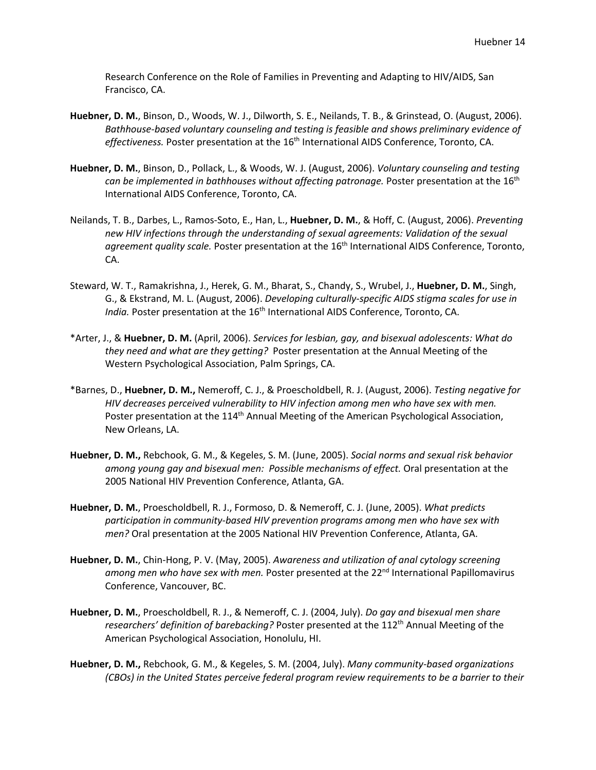Research Conference on the Role of Families in Preventing and Adapting to HIV/AIDS, San Francisco, CA.

**Huebner, D. M.**, Binson, D., Woods, W. J., Dilworth, S. E., Neilands, T. B., & Grinstead, O. (August, 2006). *Bathhouse-based voluntary counseling and testing is feasible and shows preliminary evidence of effectiveness.* Poster presentation at the 16th International AIDS Conference, Toronto, CA.

**Huebner, D. M.**, Binson, D., Pollack, L., & Woods, W. J. (August, 2006). *Voluntary counseling and testing can be implemented in bathhouses without affecting patronage.* Poster presentation at the 16th International AIDS Conference, Toronto, CA.

Neilands, T. B., Darbes, L., Ramos-Soto, E., Han, L., **Huebner, D. M.**, & Hoff, C. (August, 2006). *Preventing new HIV infections through the understanding of sexual agreements: Validation of the sexual agreement quality scale.* Poster presentation at the 16th International AIDS Conference, Toronto, CA.

Steward, W. T., Ramakrishna, J., Herek, G. M., Bharat, S., Chandy, S., Wrubel, J., **Huebner, D. M.**, Singh, G., & Ekstrand, M. L. (August, 2006). *Developing culturally-specific AIDS stigma scales for use in India.* Poster presentation at the 16th International AIDS Conference, Toronto, CA.

*Arter, J., & **Huebner, D. M.** (April, 2006). *Services for lesbian, gay, and bisexual adolescents: What do they need and what are they getting?* Poster presentation at the Annual Meeting of the Western Psychological Association, Palm Springs, CA.

*Barnes, D., **Huebner, D. M.,** Nemeroff, C. J., & Proescholdbell, R. J. (August, 2006). *Testing negative for HIV decreases perceived vulnerability to HIV infection among men who have sex with men.* Poster presentation at the 114th Annual Meeting of the American Psychological Association, New Orleans, LA.

**Huebner, D. M.,** Rebchook, G. M., & Kegeles, S. M. (June, 2005). *Social norms and sexual risk behavior among young gay and bisexual men: Possible mechanisms of effect.* Oral presentation at the 2005 National HIV Prevention Conference, Atlanta, GA.

**Huebner, D. M.**, Proescholdbell, R. J., Formoso, D. & Nemeroff, C. J. (June, 2005). *What predicts participation in community-based HIV prevention programs among men who have sex with men?* Oral presentation at the 2005 National HIV Prevention Conference, Atlanta, GA.

**Huebner, D. M.**, Chin-Hong, P. V. (May, 2005). *Awareness and utilization of anal cytology screening among men who have sex with men.* Poster presented at the 22nd International Papillomavirus Conference, Vancouver, BC.

**Huebner, D. M.**, Proescholdbell, R. J., & Nemeroff, C. J. (2004, July). *Do gay and bisexual men share researchers' definition of barebacking?* Poster presented at the 112th Annual Meeting of the American Psychological Association, Honolulu, HI.

**Huebner, D. M.,** Rebchook, G. M., & Kegeles, S. M. (2004, July). *Many community-based organizations (CBOs) in the United States perceive federal program review requirements to be a barrier to their*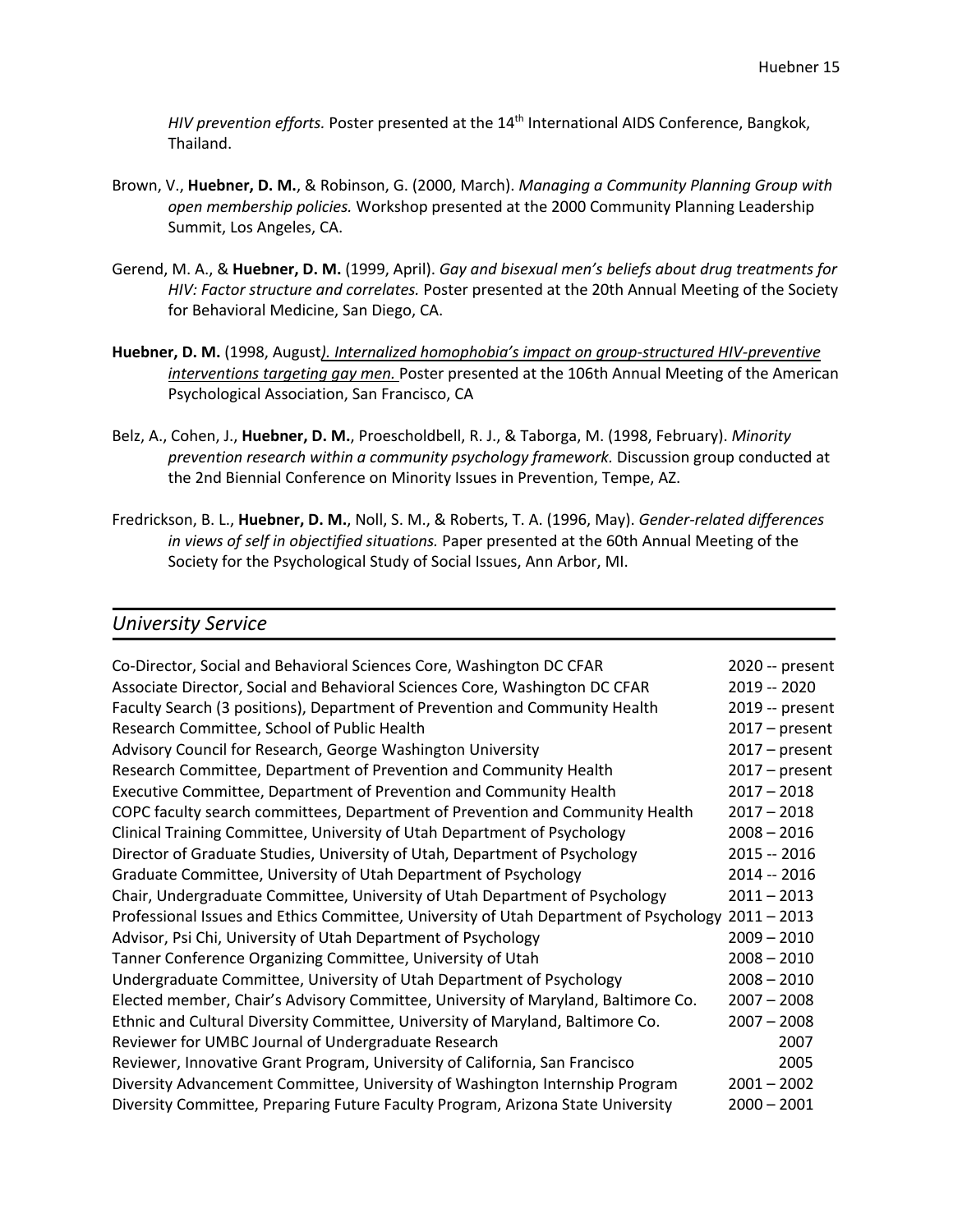*HIV prevention efforts.* Poster presented at the 14th International AIDS Conference, Bangkok, Thailand.

Brown, V., **Huebner, D. M.**, & Robinson, G. (2000, March). *Managing a Community Planning Group with open membership policies.* Workshop presented at the 2000 Community Planning Leadership Summit, Los Angeles, CA.

Gerend, M. A., & **Huebner, D. M.** (1999, April). *Gay and bisexual men's beliefs about drug treatments for HIV: Factor structure and correlates.* Poster presented at the 20th Annual Meeting of the Society for Behavioral Medicine, San Diego, CA.

**Huebner, D. M.** (1998, August*). Internalized homophobia's impact on group-structured HIV-preventive interventions targeting gay men.* Poster presented at the 106th Annual Meeting of the American Psychological Association, San Francisco, CA

Belz, A., Cohen, J., **Huebner, D. M.**, Proescholdbell, R. J., & Taborga, M. (1998, February). *Minority prevention research within a community psychology framework.* Discussion group conducted at the 2nd Biennial Conference on Minority Issues in Prevention, Tempe, AZ.

Fredrickson, B. L., **Huebner, D. M.**, Noll, S. M., & Roberts, T. A. (1996, May). *Gender-related differences in views of self in objectified situations.* Paper presented at the 60th Annual Meeting of the Society for the Psychological Study of Social Issues, Ann Arbor, MI.

## *University Service*

| | |
|---|---|
| Co-Director, Social and Behavioral Sciences Core, Washington DC CFAR | 2020 -- present |
| Associate Director, Social and Behavioral Sciences Core, Washington DC CFAR | 2019 -- 2020 |
| Faculty Search (3 positions), Department of Prevention and Community Health | 2019 -- present |
| Research Committee, School of Public Health | 2017 – present |
| Advisory Council for Research, George Washington University | 2017 – present |
| Research Committee, Department of Prevention and Community Health | 2017 – present |
| Executive Committee, Department of Prevention and Community Health | 2017 – 2018 |
| COPC faculty search committees, Department of Prevention and Community Health | 2017 – 2018 |
| Clinical Training Committee, University of Utah Department of Psychology | 2008 – 2016 |
| Director of Graduate Studies, University of Utah, Department of Psychology | 2015 -- 2016 |
| Graduate Committee, University of Utah Department of Psychology | 2014 -- 2016 |
| Chair, Undergraduate Committee, University of Utah Department of Psychology | 2011 – 2013 |
| Professional Issues and Ethics Committee, University of Utah Department of Psychology | 2011 – 2013 |
| Advisor, Psi Chi, University of Utah Department of Psychology | 2009 – 2010 |
| Tanner Conference Organizing Committee, University of Utah | 2008 – 2010 |
| Undergraduate Committee, University of Utah Department of Psychology | 2008 – 2010 |
| Elected member, Chair's Advisory Committee, University of Maryland, Baltimore Co. | 2007 – 2008 |
| Ethnic and Cultural Diversity Committee, University of Maryland, Baltimore Co. | 2007 – 2008 |
| Reviewer for UMBC Journal of Undergraduate Research | 2007 |
| Reviewer, Innovative Grant Program, University of California, San Francisco | 2005 |
| Diversity Advancement Committee, University of Washington Internship Program | 2001 – 2002 |
| Diversity Committee, Preparing Future Faculty Program, Arizona State University | 2000 – 2001 |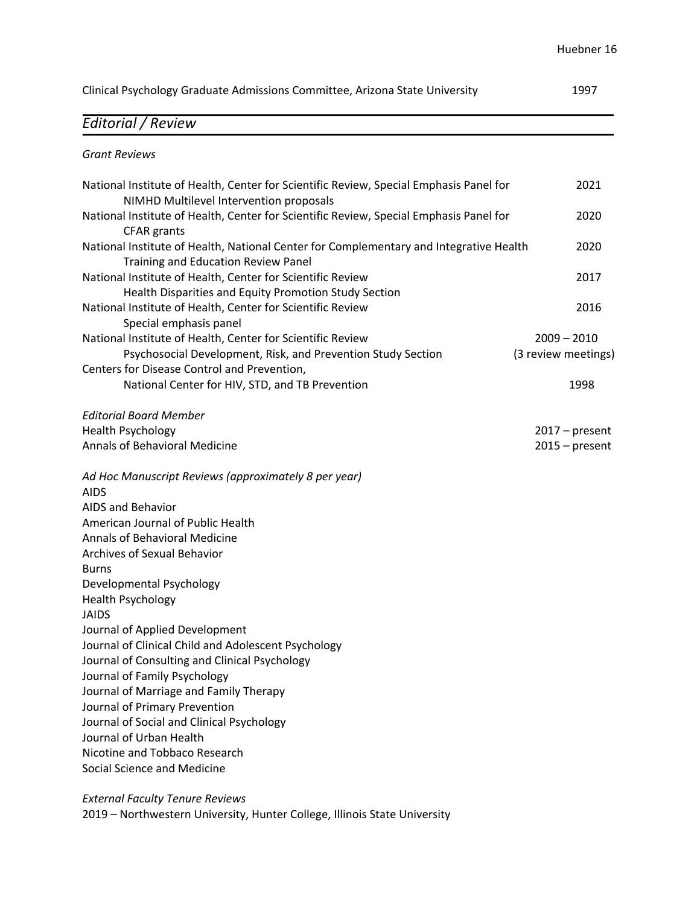Clinical Psychology Graduate Admissions Committee, Arizona State University 1997

## *Editorial / Review*

*Grant Reviews*

| | |
|---|---|
| National Institute of Health, Center for Scientific Review, Special Emphasis Panel for NIMHD Multilevel Intervention proposals | 2021 |
| National Institute of Health, Center for Scientific Review, Special Emphasis Panel for CFAR grants | 2020 |
| National Institute of Health, National Center for Complementary and Integrative Health Training and Education Review Panel | 2020 |
| National Institute of Health, Center for Scientific Review Health Disparities and Equity Promotion Study Section | 2017 |
| National Institute of Health, Center for Scientific Review Special emphasis panel | 2016 |
| National Institute of Health, Center for Scientific Review Psychosocial Development, Risk, and Prevention Study Section | 2009 – 2010 (3 review meetings) |
| Centers for Disease Control and Prevention, National Center for HIV, STD, and TB Prevention | 1998 |

*Editorial Board Member*

| | |
|---|---|
| Health Psychology | 2017 – present |
| Annals of Behavioral Medicine | 2015 – present |

*Ad Hoc Manuscript Reviews (approximately 8 per year)*

AIDS
AIDS and Behavior
American Journal of Public Health
Annals of Behavioral Medicine
Archives of Sexual Behavior
Burns
Developmental Psychology
Health Psychology
JAIDS
Journal of Applied Development
Journal of Clinical Child and Adolescent Psychology
Journal of Consulting and Clinical Psychology
Journal of Family Psychology
Journal of Marriage and Family Therapy
Journal of Primary Prevention
Journal of Social and Clinical Psychology
Journal of Urban Health
Nicotine and Tobbaco Research
Social Science and Medicine

*External Faculty Tenure Reviews*

2019 – Northwestern University, Hunter College, Illinois State University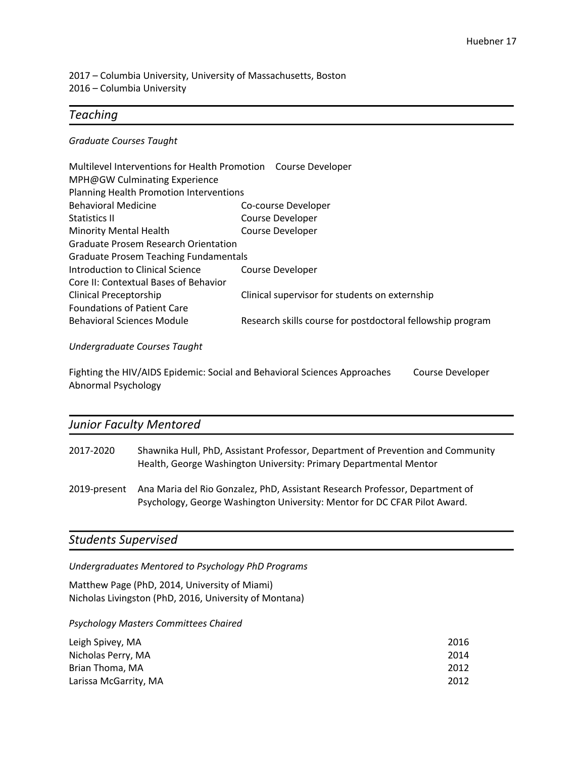2017 – Columbia University, University of Massachusetts, Boston
2016 – Columbia University

## *Teaching*

*Graduate Courses Taught*

| Course | Role |
|---|---|
| Multilevel Interventions for Health Promotion | Course Developer |
| MPH@GW Culminating Experience | |
| Planning Health Promotion Interventions | |
| Behavioral Medicine | Co-course Developer |
| Statistics II | Course Developer |
| Minority Mental Health | Course Developer |
| Graduate Prosem Research Orientation | |
| Graduate Prosem Teaching Fundamentals | |
| Introduction to Clinical Science | Course Developer |
| Core II: Contextual Bases of Behavior | |
| Clinical Preceptorship | Clinical supervisor for students on externship |
| Foundations of Patient Care | |
| Behavioral Sciences Module | Research skills course for postdoctoral fellowship program |

*Undergraduate Courses Taught*

| Course | Role |
|---|---|
| Fighting the HIV/AIDS Epidemic: Social and Behavioral Sciences Approaches | Course Developer |
| Abnormal Psychology | |

## *Junior Faculty Mentored*

2017-2020 Shawnika Hull, PhD, Assistant Professor, Department of Prevention and Community Health, George Washington University: Primary Departmental Mentor

2019-present Ana Maria del Rio Gonzalez, PhD, Assistant Research Professor, Department of Psychology, George Washington University: Mentor for DC CFAR Pilot Award.

## *Students Supervised*

*Undergraduates Mentored to Psychology PhD Programs*

Matthew Page (PhD, 2014, University of Miami)
Nicholas Livingston (PhD, 2016, University of Montana)

*Psychology Masters Committees Chaired*

| Name | Year |
|---|---|
| Leigh Spivey, MA | 2016 |
| Nicholas Perry, MA | 2014 |
| Brian Thoma, MA | 2012 |
| Larissa McGarrity, MA | 2012 |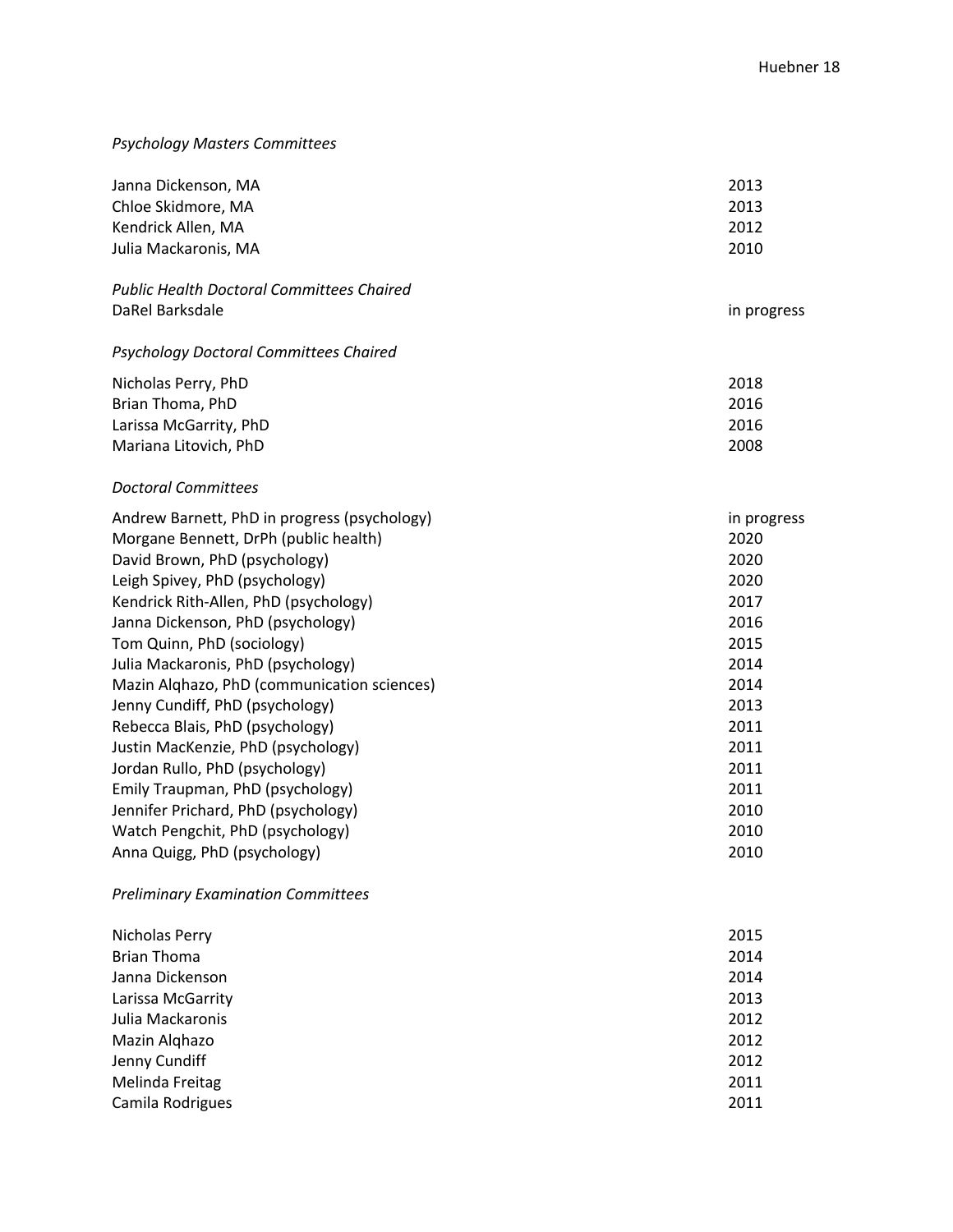*Psychology Masters Committees*

| | |
|---|---|
| Janna Dickenson, MA | 2013 |
| Chloe Skidmore, MA | 2013 |
| Kendrick Allen, MA | 2012 |
| Julia Mackaronis, MA | 2010 |

*Public Health Doctoral Committees Chaired*

| | |
|---|---|
| DaRel Barksdale | in progress |

*Psychology Doctoral Committees Chaired*

| | |
|---|---|
| Nicholas Perry, PhD | 2018 |
| Brian Thoma, PhD | 2016 |
| Larissa McGarrity, PhD | 2016 |
| Mariana Litovich, PhD | 2008 |

*Doctoral Committees*

| | |
|---|---|
| Andrew Barnett, PhD in progress (psychology) | in progress |
| Morgane Bennett, DrPh (public health) | 2020 |
| David Brown, PhD (psychology) | 2020 |
| Leigh Spivey, PhD (psychology) | 2020 |
| Kendrick Rith-Allen, PhD (psychology) | 2017 |
| Janna Dickenson, PhD (psychology) | 2016 |
| Tom Quinn, PhD (sociology) | 2015 |
| Julia Mackaronis, PhD (psychology) | 2014 |
| Mazin Alqhazo, PhD (communication sciences) | 2014 |
| Jenny Cundiff, PhD (psychology) | 2013 |
| Rebecca Blais, PhD (psychology) | 2011 |
| Justin MacKenzie, PhD (psychology) | 2011 |
| Jordan Rullo, PhD (psychology) | 2011 |
| Emily Traupman, PhD (psychology) | 2011 |
| Jennifer Prichard, PhD (psychology) | 2010 |
| Watch Pengchit, PhD (psychology) | 2010 |
| Anna Quigg, PhD (psychology) | 2010 |

*Preliminary Examination Committees*

| | |
|---|---|
| Nicholas Perry | 2015 |
| Brian Thoma | 2014 |
| Janna Dickenson | 2014 |
| Larissa McGarrity | 2013 |
| Julia Mackaronis | 2012 |
| Mazin Alqhazo | 2012 |
| Jenny Cundiff | 2012 |
| Melinda Freitag | 2011 |
| Camila Rodrigues | 2011 |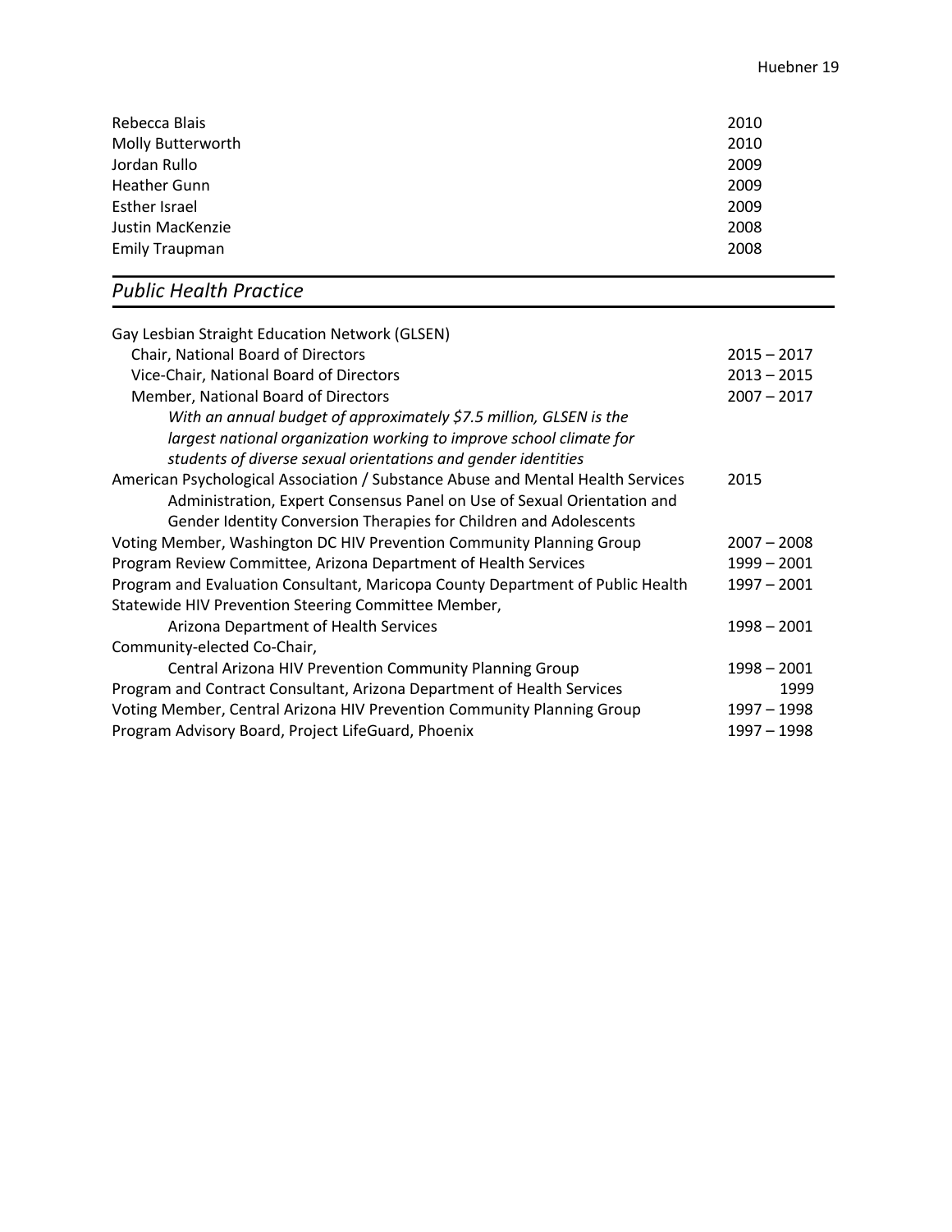| | |
|---|---|
| Rebecca Blais | 2010 |
| Molly Butterworth | 2010 |
| Jordan Rullo | 2009 |
| Heather Gunn | 2009 |
| Esther Israel | 2009 |
| Justin MacKenzie | 2008 |
| Emily Traupman | 2008 |

## *Public Health Practice*

| | |
|---|---|
| Gay Lesbian Straight Education Network (GLSEN) | |
| Chair, National Board of Directors | 2015 – 2017 |
| Vice-Chair, National Board of Directors | 2013 – 2015 |
| Member, National Board of Directors | 2007 – 2017 |
| *With an annual budget of approximately $7.5 million, GLSEN is the largest national organization working to improve school climate for students of diverse sexual orientations and gender identities* | |
| American Psychological Association / Substance Abuse and Mental Health Services Administration, Expert Consensus Panel on Use of Sexual Orientation and Gender Identity Conversion Therapies for Children and Adolescents | 2015 |
| Voting Member, Washington DC HIV Prevention Community Planning Group | 2007 – 2008 |
| Program Review Committee, Arizona Department of Health Services | 1999 – 2001 |
| Program and Evaluation Consultant, Maricopa County Department of Public Health | 1997 – 2001 |
| Statewide HIV Prevention Steering Committee Member, Arizona Department of Health Services | 1998 – 2001 |
| Community-elected Co-Chair, Central Arizona HIV Prevention Community Planning Group | 1998 – 2001 |
| Program and Contract Consultant, Arizona Department of Health Services | 1999 |
| Voting Member, Central Arizona HIV Prevention Community Planning Group | 1997 – 1998 |
| Program Advisory Board, Project LifeGuard, Phoenix | 1997 – 1998 |